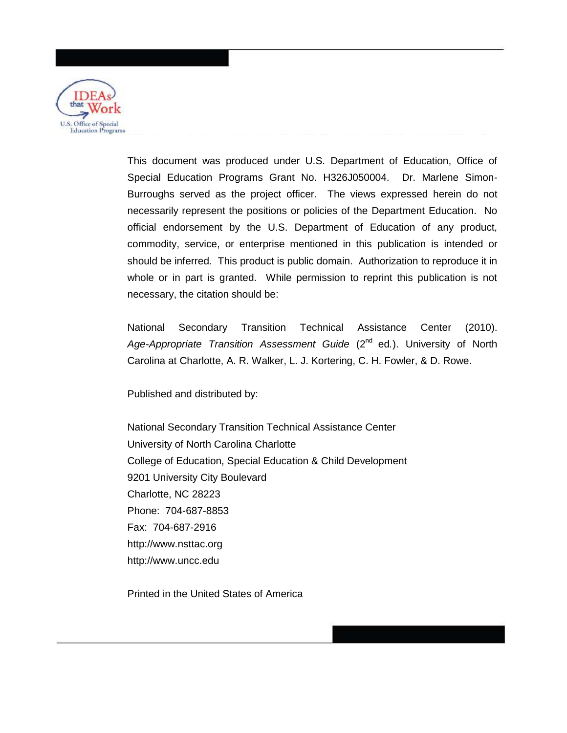This document was produced under U.S. Department of Education, Office of Special Education Programs Grant No. H326J050004. Dr. Marlene Simon-Burroughs served as the project officer. The views expressed herein do not necessarily represent the positions or policies of the Department Education. No official endorsement by the U.S. Department of Education of any product, commodity, service, or enterprise mentioned in this publication is intended or should be inferred. This product is public domain. Authorization to reproduce it in whole or in part is granted. While permission to reprint this publication is not necessary, the citation should be:

National Secondary Transition Technical Assistance Center (2010). *Age-Appropriate Transition Assessment Guide* (2nd ed.). University of North Carolina at Charlotte, A. R. Walker, L. J. Kortering, C. H. Fowler, & D. Rowe.

Published and distributed by:

National Secondary Transition Technical Assistance Center
University of North Carolina Charlotte
College of Education, Special Education & Child Development
9201 University City Boulevard
Charlotte, NC 28223
Phone: 704-687-8853
Fax: 704-687-2916
http://www.nsttac.org
http://www.uncc.edu

Printed in the United States of America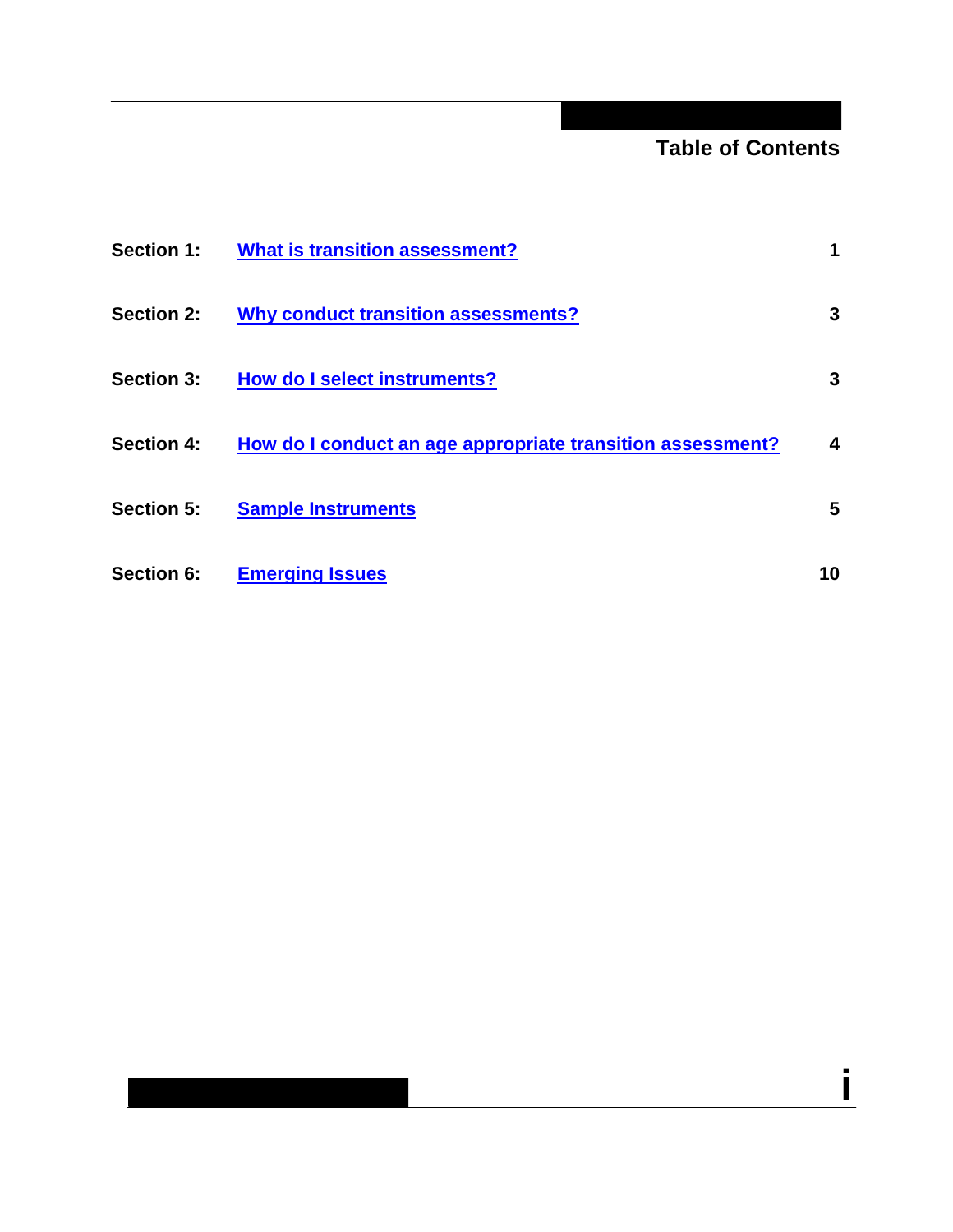## Table of Contents

| | | |
|---|---|---|
| **Section 1:** | **What is transition assessment?** | **1** |
| **Section 2:** | **Why conduct transition assessments?** | **3** |
| **Section 3:** | **How do I select instruments?** | **3** |
| **Section 4:** | **How do I conduct an age appropriate transition assessment?** | **4** |
| **Section 5:** | **Sample Instruments** | **5** |
| **Section 6:** | **Emerging Issues** | **10** |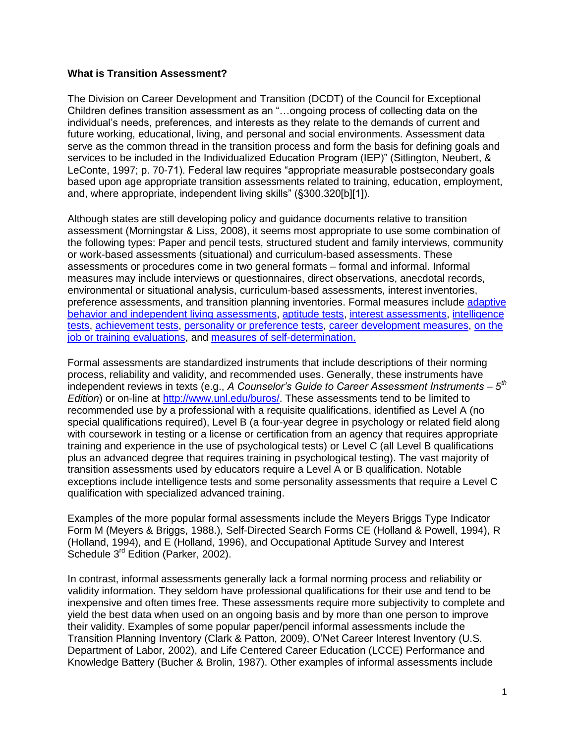**What is Transition Assessment?**

The Division on Career Development and Transition (DCDT) of the Council for Exceptional Children defines transition assessment as an "…ongoing process of collecting data on the individual's needs, preferences, and interests as they relate to the demands of current and future working, educational, living, and personal and social environments. Assessment data serve as the common thread in the transition process and form the basis for defining goals and services to be included in the Individualized Education Program (IEP)" (Sitlington, Neubert, & LeConte, 1997; p. 70-71). Federal law requires "appropriate measurable postsecondary goals based upon age appropriate transition assessments related to training, education, employment, and, where appropriate, independent living skills" (§300.320[b][1]).

Although states are still developing policy and guidance documents relative to transition assessment (Morningstar & Liss, 2008), it seems most appropriate to use some combination of the following types: Paper and pencil tests, structured student and family interviews, community or work-based assessments (situational) and curriculum-based assessments. These assessments or procedures come in two general formats – formal and informal. Informal measures may include interviews or questionnaires, direct observations, anecdotal records, environmental or situational analysis, curriculum-based assessments, interest inventories, preference assessments, and transition planning inventories. Formal measures include adaptive behavior and independent living assessments, aptitude tests, interest assessments, intelligence tests, achievement tests, personality or preference tests, career development measures, on the job or training evaluations, and measures of self-determination.

Formal assessments are standardized instruments that include descriptions of their norming process, reliability and validity, and recommended uses. Generally, these instruments have independent reviews in texts (e.g., *A Counselor's Guide to Career Assessment Instruments – 5th Edition*) or on-line at http://www.unl.edu/buros/. These assessments tend to be limited to recommended use by a professional with a requisite qualifications, identified as Level A (no special qualifications required), Level B (a four-year degree in psychology or related field along with coursework in testing or a license or certification from an agency that requires appropriate training and experience in the use of psychological tests) or Level C (all Level B qualifications plus an advanced degree that requires training in psychological testing). The vast majority of transition assessments used by educators require a Level A or B qualification. Notable exceptions include intelligence tests and some personality assessments that require a Level C qualification with specialized advanced training.

Examples of the more popular formal assessments include the Meyers Briggs Type Indicator Form M (Meyers & Briggs, 1988.), Self-Directed Search Forms CE (Holland & Powell, 1994), R (Holland, 1994), and E (Holland, 1996), and Occupational Aptitude Survey and Interest Schedule 3rd Edition (Parker, 2002).

In contrast, informal assessments generally lack a formal norming process and reliability or validity information. They seldom have professional qualifications for their use and tend to be inexpensive and often times free. These assessments require more subjectivity to complete and yield the best data when used on an ongoing basis and by more than one person to improve their validity. Examples of some popular paper/pencil informal assessments include the Transition Planning Inventory (Clark & Patton, 2009), O'Net Career Interest Inventory (U.S. Department of Labor, 2002), and Life Centered Career Education (LCCE) Performance and Knowledge Battery (Bucher & Brolin, 1987). Other examples of informal assessments include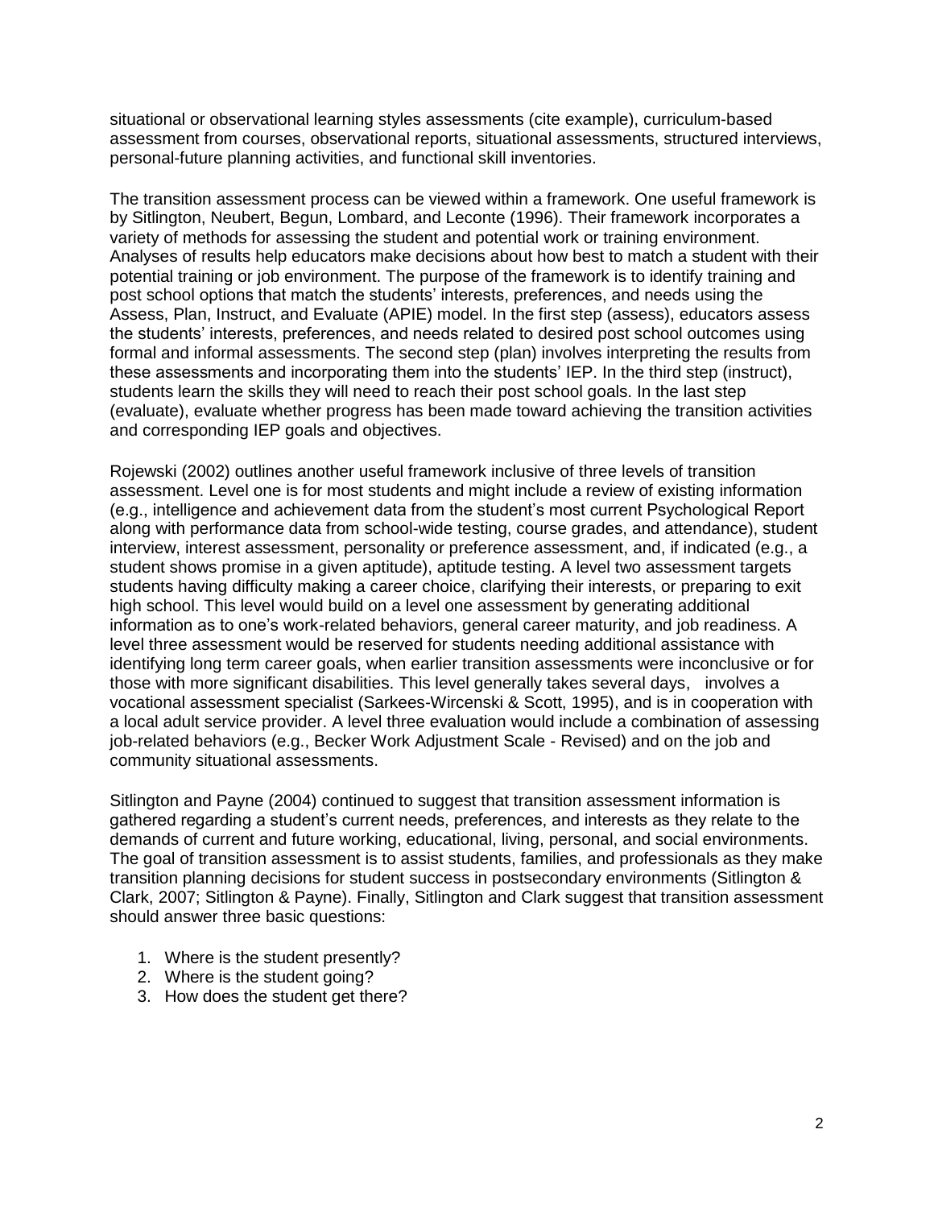situational or observational learning styles assessments (cite example), curriculum-based assessment from courses, observational reports, situational assessments, structured interviews, personal-future planning activities, and functional skill inventories.

The transition assessment process can be viewed within a framework. One useful framework is by Sitlington, Neubert, Begun, Lombard, and Leconte (1996). Their framework incorporates a variety of methods for assessing the student and potential work or training environment. Analyses of results help educators make decisions about how best to match a student with their potential training or job environment. The purpose of the framework is to identify training and post school options that match the students' interests, preferences, and needs using the Assess, Plan, Instruct, and Evaluate (APIE) model. In the first step (assess), educators assess the students' interests, preferences, and needs related to desired post school outcomes using formal and informal assessments. The second step (plan) involves interpreting the results from these assessments and incorporating them into the students' IEP. In the third step (instruct), students learn the skills they will need to reach their post school goals. In the last step (evaluate), evaluate whether progress has been made toward achieving the transition activities and corresponding IEP goals and objectives.

Rojewski (2002) outlines another useful framework inclusive of three levels of transition assessment. Level one is for most students and might include a review of existing information (e.g., intelligence and achievement data from the student's most current Psychological Report along with performance data from school-wide testing, course grades, and attendance), student interview, interest assessment, personality or preference assessment, and, if indicated (e.g., a student shows promise in a given aptitude), aptitude testing. A level two assessment targets students having difficulty making a career choice, clarifying their interests, or preparing to exit high school. This level would build on a level one assessment by generating additional information as to one's work-related behaviors, general career maturity, and job readiness. A level three assessment would be reserved for students needing additional assistance with identifying long term career goals, when earlier transition assessments were inconclusive or for those with more significant disabilities. This level generally takes several days, involves a vocational assessment specialist (Sarkees-Wircenski & Scott, 1995), and is in cooperation with a local adult service provider. A level three evaluation would include a combination of assessing job-related behaviors (e.g., Becker Work Adjustment Scale - Revised) and on the job and community situational assessments.

Sitlington and Payne (2004) continued to suggest that transition assessment information is gathered regarding a student's current needs, preferences, and interests as they relate to the demands of current and future working, educational, living, personal, and social environments. The goal of transition assessment is to assist students, families, and professionals as they make transition planning decisions for student success in postsecondary environments (Sitlington & Clark, 2007; Sitlington & Payne). Finally, Sitlington and Clark suggest that transition assessment should answer three basic questions:

1. Where is the student presently?
2. Where is the student going?
3. How does the student get there?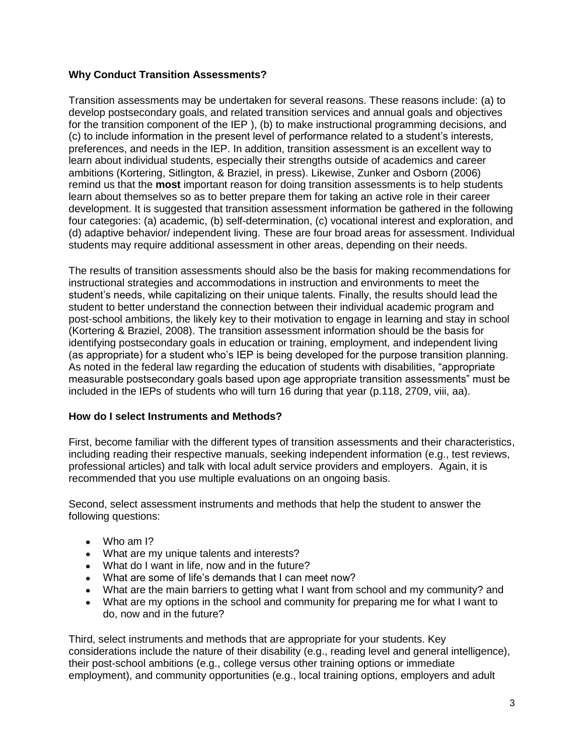### Why Conduct Transition Assessments?

Transition assessments may be undertaken for several reasons. These reasons include: (a) to develop postsecondary goals, and related transition services and annual goals and objectives for the transition component of the IEP ), (b) to make instructional programming decisions, and (c) to include information in the present level of performance related to a student's interests, preferences, and needs in the IEP. In addition, transition assessment is an excellent way to learn about individual students, especially their strengths outside of academics and career ambitions (Kortering, Sitlington, & Braziel, in press). Likewise, Zunker and Osborn (2006) remind us that the **most** important reason for doing transition assessments is to help students learn about themselves so as to better prepare them for taking an active role in their career development. It is suggested that transition assessment information be gathered in the following four categories: (a) academic, (b) self-determination, (c) vocational interest and exploration, and (d) adaptive behavior/ independent living. These are four broad areas for assessment. Individual students may require additional assessment in other areas, depending on their needs.

The results of transition assessments should also be the basis for making recommendations for instructional strategies and accommodations in instruction and environments to meet the student's needs, while capitalizing on their unique talents. Finally, the results should lead the student to better understand the connection between their individual academic program and post-school ambitions, the likely key to their motivation to engage in learning and stay in school (Kortering & Braziel, 2008). The transition assessment information should be the basis for identifying postsecondary goals in education or training, employment, and independent living (as appropriate) for a student who's IEP is being developed for the purpose transition planning. As noted in the federal law regarding the education of students with disabilities, "appropriate measurable postsecondary goals based upon age appropriate transition assessments" must be included in the IEPs of students who will turn 16 during that year (p.118, 2709, viii, aa).

### How do I select Instruments and Methods?

First, become familiar with the different types of transition assessments and their characteristics, including reading their respective manuals, seeking independent information (e.g., test reviews, professional articles) and talk with local adult service providers and employers. Again, it is recommended that you use multiple evaluations on an ongoing basis.

Second, select assessment instruments and methods that help the student to answer the following questions:

- Who am I?
- What are my unique talents and interests?
- What do I want in life, now and in the future?
- What are some of life's demands that I can meet now?
- What are the main barriers to getting what I want from school and my community? and
- What are my options in the school and community for preparing me for what I want to do, now and in the future?

Third, select instruments and methods that are appropriate for your students. Key considerations include the nature of their disability (e.g., reading level and general intelligence), their post-school ambitions (e.g., college versus other training options or immediate employment), and community opportunities (e.g., local training options, employers and adult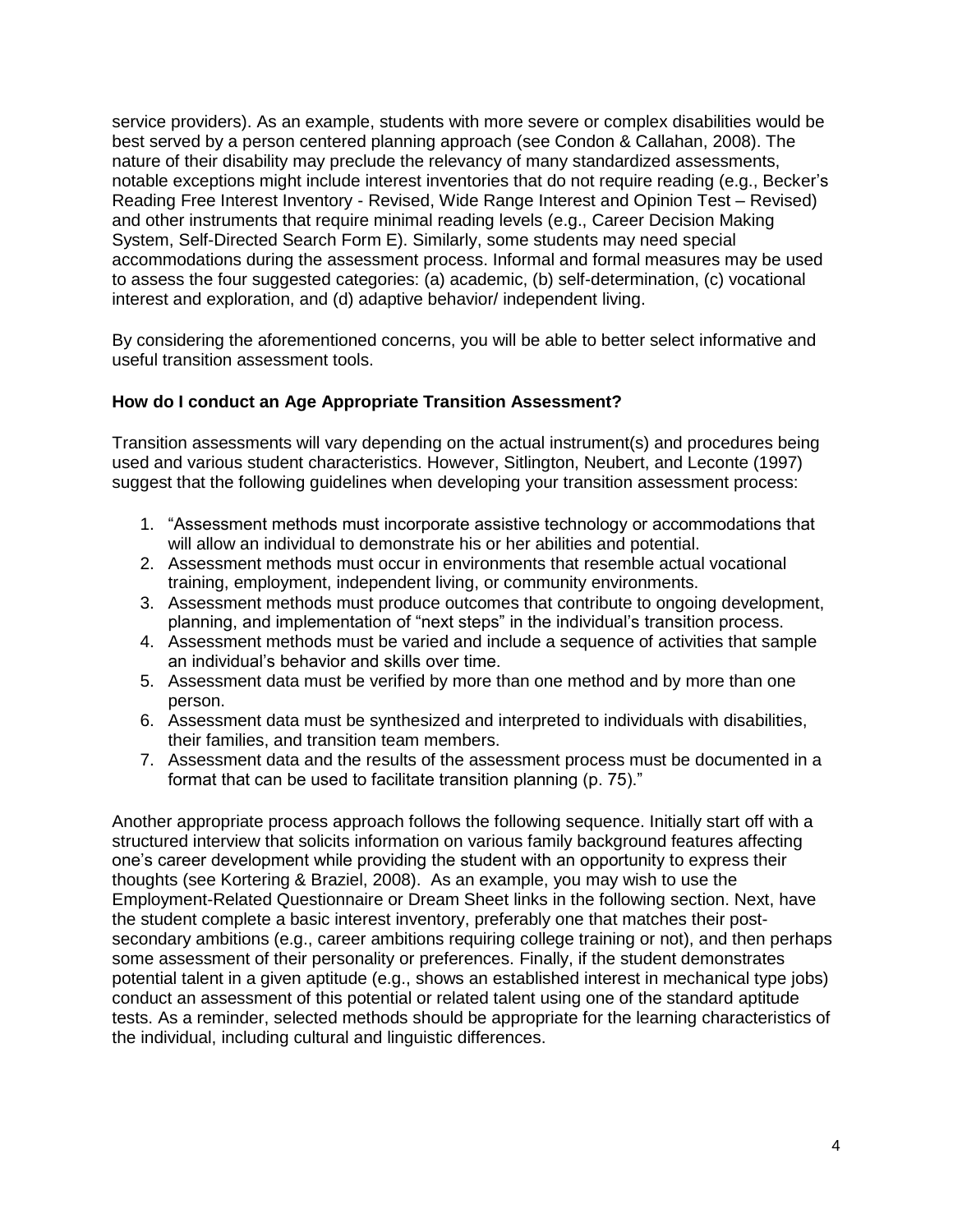service providers). As an example, students with more severe or complex disabilities would be best served by a person centered planning approach (see Condon & Callahan, 2008). The nature of their disability may preclude the relevancy of many standardized assessments, notable exceptions might include interest inventories that do not require reading (e.g., Becker's Reading Free Interest Inventory - Revised, Wide Range Interest and Opinion Test – Revised) and other instruments that require minimal reading levels (e.g., Career Decision Making System, Self-Directed Search Form E). Similarly, some students may need special accommodations during the assessment process. Informal and formal measures may be used to assess the four suggested categories: (a) academic, (b) self-determination, (c) vocational interest and exploration, and (d) adaptive behavior/ independent living.

By considering the aforementioned concerns, you will be able to better select informative and useful transition assessment tools.

**How do I conduct an Age Appropriate Transition Assessment?**

Transition assessments will vary depending on the actual instrument(s) and procedures being used and various student characteristics. However, Sitlington, Neubert, and Leconte (1997) suggest that the following guidelines when developing your transition assessment process:

1. "Assessment methods must incorporate assistive technology or accommodations that will allow an individual to demonstrate his or her abilities and potential.
2. Assessment methods must occur in environments that resemble actual vocational training, employment, independent living, or community environments.
3. Assessment methods must produce outcomes that contribute to ongoing development, planning, and implementation of "next steps" in the individual's transition process.
4. Assessment methods must be varied and include a sequence of activities that sample an individual's behavior and skills over time.
5. Assessment data must be verified by more than one method and by more than one person.
6. Assessment data must be synthesized and interpreted to individuals with disabilities, their families, and transition team members.
7. Assessment data and the results of the assessment process must be documented in a format that can be used to facilitate transition planning (p. 75)."

Another appropriate process approach follows the following sequence. Initially start off with a structured interview that solicits information on various family background features affecting one's career development while providing the student with an opportunity to express their thoughts (see Kortering & Braziel, 2008). As an example, you may wish to use the Employment-Related Questionnaire or Dream Sheet links in the following section. Next, have the student complete a basic interest inventory, preferably one that matches their post-secondary ambitions (e.g., career ambitions requiring college training or not), and then perhaps some assessment of their personality or preferences. Finally, if the student demonstrates potential talent in a given aptitude (e.g., shows an established interest in mechanical type jobs) conduct an assessment of this potential or related talent using one of the standard aptitude tests. As a reminder, selected methods should be appropriate for the learning characteristics of the individual, including cultural and linguistic differences.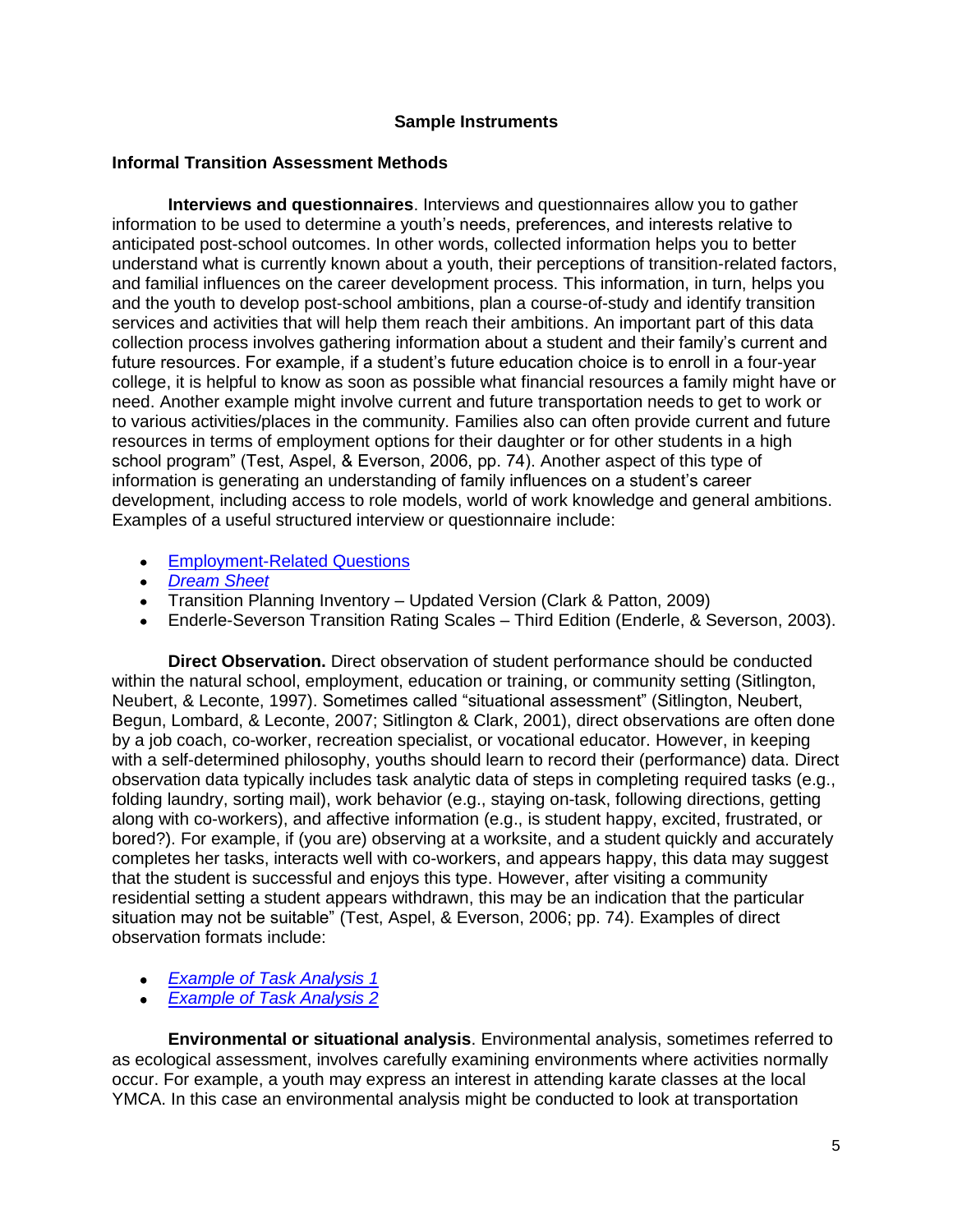## Sample Instruments

### Informal Transition Assessment Methods

**Interviews and questionnaires**. Interviews and questionnaires allow you to gather information to be used to determine a youth's needs, preferences, and interests relative to anticipated post-school outcomes. In other words, collected information helps you to better understand what is currently known about a youth, their perceptions of transition-related factors, and familial influences on the career development process. This information, in turn, helps you and the youth to develop post-school ambitions, plan a course-of-study and identify transition services and activities that will help them reach their ambitions. An important part of this data collection process involves gathering information about a student and their family's current and future resources. For example, if a student's future education choice is to enroll in a four-year college, it is helpful to know as soon as possible what financial resources a family might have or need. Another example might involve current and future transportation needs to get to work or to various activities/places in the community. Families also can often provide current and future resources in terms of employment options for their daughter or for other students in a high school program" (Test, Aspel, & Everson, 2006, pp. 74). Another aspect of this type of information is generating an understanding of family influences on a student's career development, including access to role models, world of work knowledge and general ambitions. Examples of a useful structured interview or questionnaire include:

- Employment-Related Questions
- *Dream Sheet*
- Transition Planning Inventory – Updated Version (Clark & Patton, 2009)
- Enderle-Severson Transition Rating Scales – Third Edition (Enderle, & Severson, 2003).

**Direct Observation.** Direct observation of student performance should be conducted within the natural school, employment, education or training, or community setting (Sitlington, Neubert, & Leconte, 1997). Sometimes called "situational assessment" (Sitlington, Neubert, Begun, Lombard, & Leconte, 2007; Sitlington & Clark, 2001), direct observations are often done by a job coach, co-worker, recreation specialist, or vocational educator. However, in keeping with a self-determined philosophy, youths should learn to record their (performance) data. Direct observation data typically includes task analytic data of steps in completing required tasks (e.g., folding laundry, sorting mail), work behavior (e.g., staying on-task, following directions, getting along with co-workers), and affective information (e.g., is student happy, excited, frustrated, or bored?). For example, if (you are) observing at a worksite, and a student quickly and accurately completes her tasks, interacts well with co-workers, and appears happy, this data may suggest that the student is successful and enjoys this type. However, after visiting a community residential setting a student appears withdrawn, this may be an indication that the particular situation may not be suitable" (Test, Aspel, & Everson, 2006; pp. 74). Examples of direct observation formats include:

- *Example of Task Analysis 1*
- *Example of Task Analysis 2*

**Environmental or situational analysis**. Environmental analysis, sometimes referred to as ecological assessment, involves carefully examining environments where activities normally occur. For example, a youth may express an interest in attending karate classes at the local YMCA. In this case an environmental analysis might be conducted to look at transportation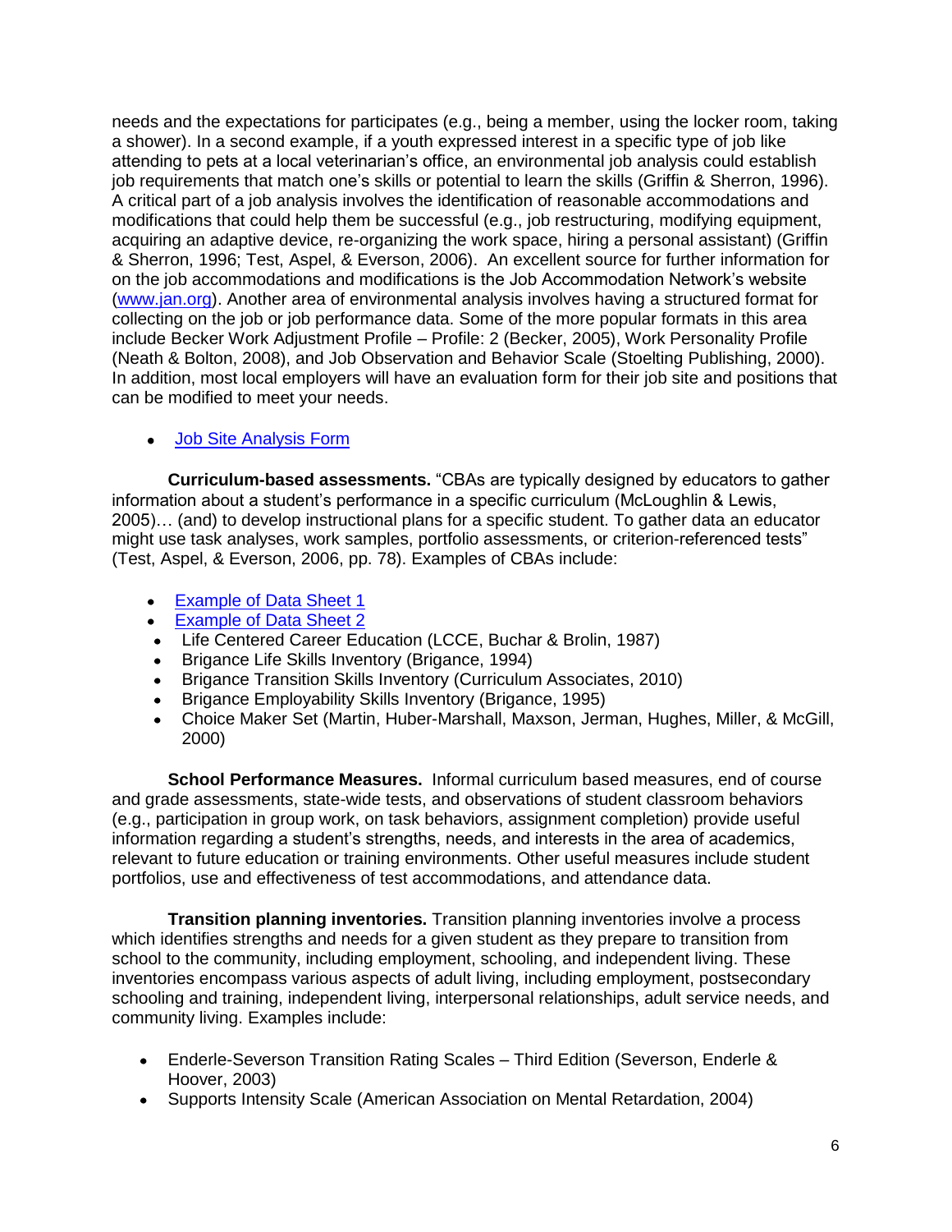needs and the expectations for participates (e.g., being a member, using the locker room, taking a shower). In a second example, if a youth expressed interest in a specific type of job like attending to pets at a local veterinarian's office, an environmental job analysis could establish job requirements that match one's skills or potential to learn the skills (Griffin & Sherron, 1996). A critical part of a job analysis involves the identification of reasonable accommodations and modifications that could help them be successful (e.g., job restructuring, modifying equipment, acquiring an adaptive device, re-organizing the work space, hiring a personal assistant) (Griffin & Sherron, 1996; Test, Aspel, & Everson, 2006). An excellent source for further information for on the job accommodations and modifications is the Job Accommodation Network's website (www.jan.org). Another area of environmental analysis involves having a structured format for collecting on the job or job performance data. Some of the more popular formats in this area include Becker Work Adjustment Profile – Profile: 2 (Becker, 2005), Work Personality Profile (Neath & Bolton, 2008), and Job Observation and Behavior Scale (Stoelting Publishing, 2000). In addition, most local employers will have an evaluation form for their job site and positions that can be modified to meet your needs.

- Job Site Analysis Form

**Curriculum-based assessments.** "CBAs are typically designed by educators to gather information about a student's performance in a specific curriculum (McLoughlin & Lewis, 2005)… (and) to develop instructional plans for a specific student. To gather data an educator might use task analyses, work samples, portfolio assessments, or criterion-referenced tests" (Test, Aspel, & Everson, 2006, pp. 78). Examples of CBAs include:

- Example of Data Sheet 1
- Example of Data Sheet 2
- Life Centered Career Education (LCCE, Buchar & Brolin, 1987)
- Brigance Life Skills Inventory (Brigance, 1994)
- Brigance Transition Skills Inventory (Curriculum Associates, 2010)
- Brigance Employability Skills Inventory (Brigance, 1995)
- Choice Maker Set (Martin, Huber-Marshall, Maxson, Jerman, Hughes, Miller, & McGill, 2000)

**School Performance Measures.** Informal curriculum based measures, end of course and grade assessments, state-wide tests, and observations of student classroom behaviors (e.g., participation in group work, on task behaviors, assignment completion) provide useful information regarding a student's strengths, needs, and interests in the area of academics, relevant to future education or training environments. Other useful measures include student portfolios, use and effectiveness of test accommodations, and attendance data.

**Transition planning inventories.** Transition planning inventories involve a process which identifies strengths and needs for a given student as they prepare to transition from school to the community, including employment, schooling, and independent living. These inventories encompass various aspects of adult living, including employment, postsecondary schooling and training, independent living, interpersonal relationships, adult service needs, and community living. Examples include:

- Enderle-Severson Transition Rating Scales – Third Edition (Severson, Enderle & Hoover, 2003)
- Supports Intensity Scale (American Association on Mental Retardation, 2004)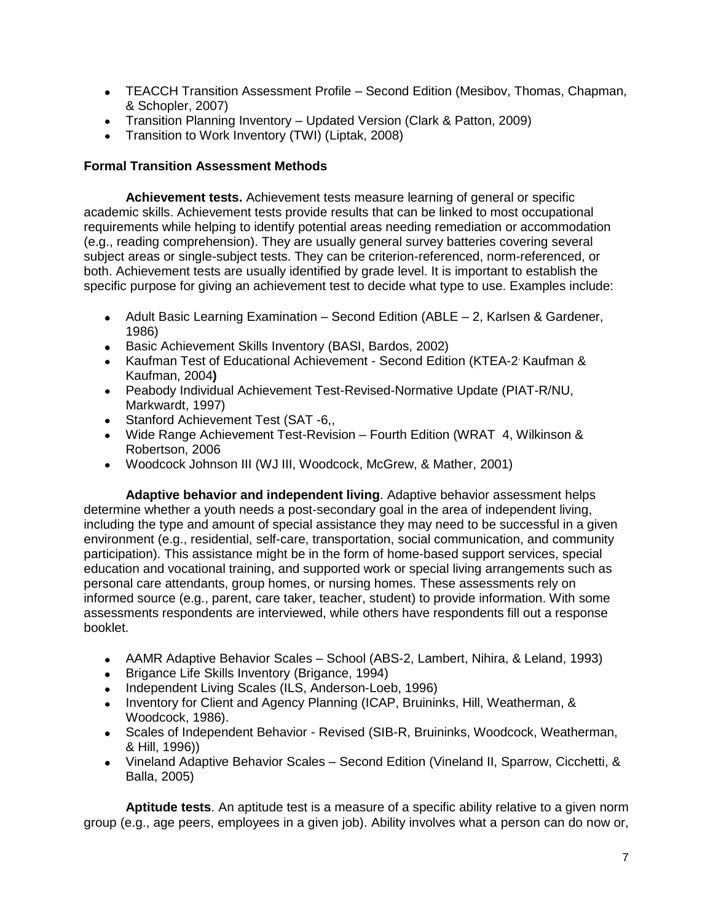- TEACCH Transition Assessment Profile – Second Edition (Mesibov, Thomas, Chapman, & Schopler, 2007)
- Transition Planning Inventory – Updated Version (Clark & Patton, 2009)
- Transition to Work Inventory (TWI) (Liptak, 2008)

### Formal Transition Assessment Methods

**Achievement tests.** Achievement tests measure learning of general or specific academic skills. Achievement tests provide results that can be linked to most occupational requirements while helping to identify potential areas needing remediation or accommodation (e.g., reading comprehension). They are usually general survey batteries covering several subject areas or single-subject tests. They can be criterion-referenced, norm-referenced, or both. Achievement tests are usually identified by grade level. It is important to establish the specific purpose for giving an achievement test to decide what type to use. Examples include:

- Adult Basic Learning Examination – Second Edition (ABLE – 2, Karlsen & Gardener, 1986)
- Basic Achievement Skills Inventory (BASI, Bardos, 2002)
- Kaufman Test of Educational Achievement - Second Edition (KTEA-2, Kaufman & Kaufman, 2004**)**
- Peabody Individual Achievement Test-Revised-Normative Update (PIAT-R/NU, Markwardt, 1997)
- Stanford Achievement Test (SAT -6,,
- Wide Range Achievement Test-Revision – Fourth Edition (WRAT 4, Wilkinson & Robertson, 2006
- Woodcock Johnson III (WJ III, Woodcock, McGrew, & Mather, 2001)

**Adaptive behavior and independent living**. Adaptive behavior assessment helps determine whether a youth needs a post-secondary goal in the area of independent living, including the type and amount of special assistance they may need to be successful in a given environment (e.g., residential, self-care, transportation, social communication, and community participation). This assistance might be in the form of home-based support services, special education and vocational training, and supported work or special living arrangements such as personal care attendants, group homes, or nursing homes. These assessments rely on informed source (e.g., parent, care taker, teacher, student) to provide information. With some assessments respondents are interviewed, while others have respondents fill out a response booklet.

- AAMR Adaptive Behavior Scales – School (ABS-2, Lambert, Nihira, & Leland, 1993)
- Brigance Life Skills Inventory (Brigance, 1994)
- Independent Living Scales (ILS, Anderson-Loeb, 1996)
- Inventory for Client and Agency Planning (ICAP, Bruininks, Hill, Weatherman, & Woodcock, 1986).
- Scales of Independent Behavior - Revised (SIB-R, Bruininks, Woodcock, Weatherman, & Hill, 1996))
- Vineland Adaptive Behavior Scales – Second Edition (Vineland II, Sparrow, Cicchetti, & Balla, 2005)

**Aptitude tests**. An aptitude test is a measure of a specific ability relative to a given norm group (e.g., age peers, employees in a given job). Ability involves what a person can do now or,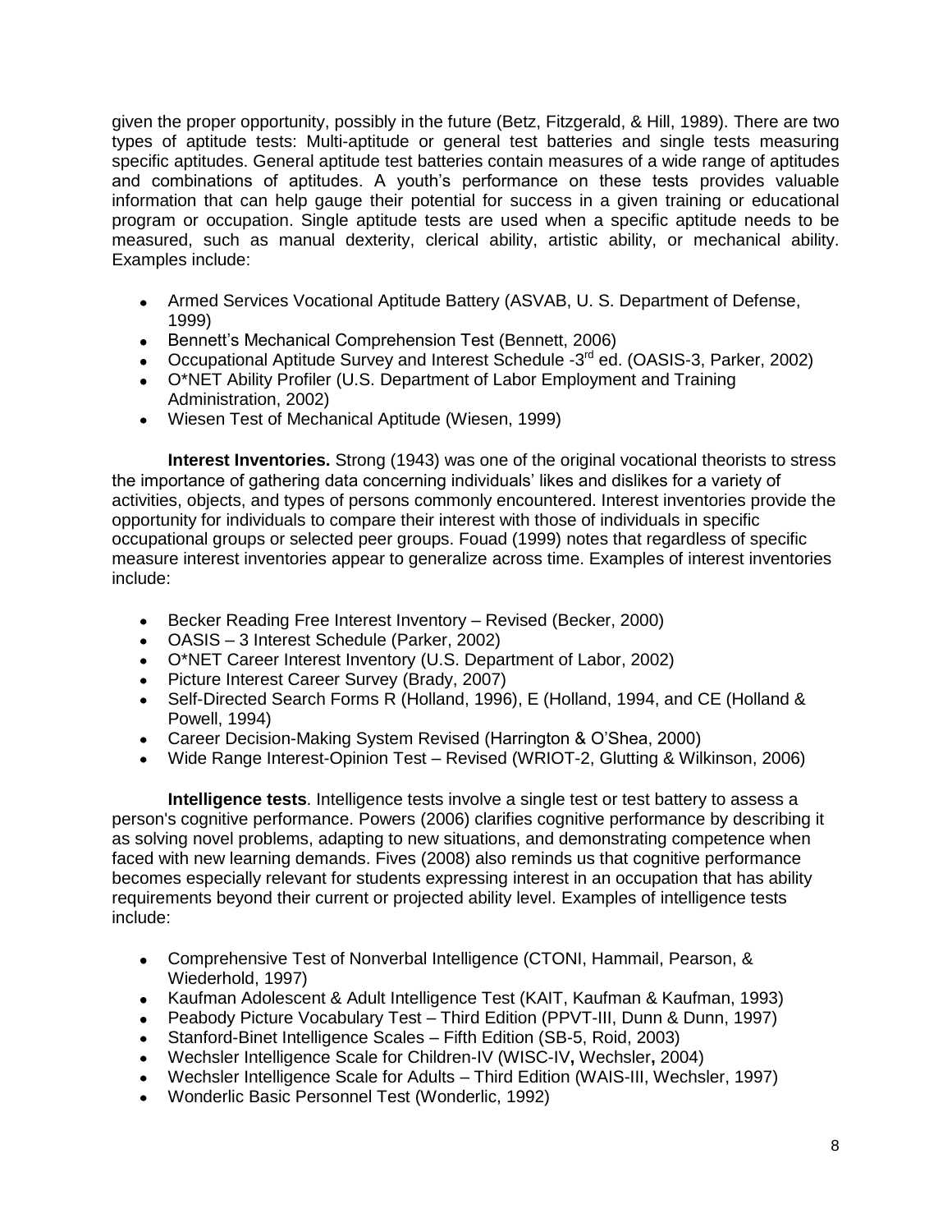given the proper opportunity, possibly in the future (Betz, Fitzgerald, & Hill, 1989). There are two types of aptitude tests: Multi-aptitude or general test batteries and single tests measuring specific aptitudes. General aptitude test batteries contain measures of a wide range of aptitudes and combinations of aptitudes. A youth's performance on these tests provides valuable information that can help gauge their potential for success in a given training or educational program or occupation. Single aptitude tests are used when a specific aptitude needs to be measured, such as manual dexterity, clerical ability, artistic ability, or mechanical ability. Examples include:

- Armed Services Vocational Aptitude Battery (ASVAB, U. S. Department of Defense, 1999)
- Bennett's Mechanical Comprehension Test (Bennett, 2006)
- Occupational Aptitude Survey and Interest Schedule -3rd ed. (OASIS-3, Parker, 2002)
- O*NET Ability Profiler (U.S. Department of Labor Employment and Training Administration, 2002)
- Wiesen Test of Mechanical Aptitude (Wiesen, 1999)

**Interest Inventories.** Strong (1943) was one of the original vocational theorists to stress the importance of gathering data concerning individuals' likes and dislikes for a variety of activities, objects, and types of persons commonly encountered. Interest inventories provide the opportunity for individuals to compare their interest with those of individuals in specific occupational groups or selected peer groups. Fouad (1999) notes that regardless of specific measure interest inventories appear to generalize across time. Examples of interest inventories include:

- Becker Reading Free Interest Inventory – Revised (Becker, 2000)
- OASIS – 3 Interest Schedule (Parker, 2002)
- O*NET Career Interest Inventory (U.S. Department of Labor, 2002)
- Picture Interest Career Survey (Brady, 2007)
- Self-Directed Search Forms R (Holland, 1996), E (Holland, 1994, and CE (Holland & Powell, 1994)
- Career Decision-Making System Revised (Harrington & O'Shea, 2000)
- Wide Range Interest-Opinion Test – Revised (WRIOT-2, Glutting & Wilkinson, 2006)

**Intelligence tests**. Intelligence tests involve a single test or test battery to assess a person's cognitive performance. Powers (2006) clarifies cognitive performance by describing it as solving novel problems, adapting to new situations, and demonstrating competence when faced with new learning demands. Fives (2008) also reminds us that cognitive performance becomes especially relevant for students expressing interest in an occupation that has ability requirements beyond their current or projected ability level. Examples of intelligence tests include:

- Comprehensive Test of Nonverbal Intelligence (CTONI, Hammail, Pearson, & Wiederhold, 1997)
- Kaufman Adolescent & Adult Intelligence Test (KAIT, Kaufman & Kaufman, 1993)
- Peabody Picture Vocabulary Test – Third Edition (PPVT-III, Dunn & Dunn, 1997)
- Stanford-Binet Intelligence Scales – Fifth Edition (SB-5, Roid, 2003)
- Wechsler Intelligence Scale for Children-IV (WISC-IV**,** Wechsler**,** 2004)
- Wechsler Intelligence Scale for Adults – Third Edition (WAIS-III, Wechsler, 1997)
- Wonderlic Basic Personnel Test (Wonderlic, 1992)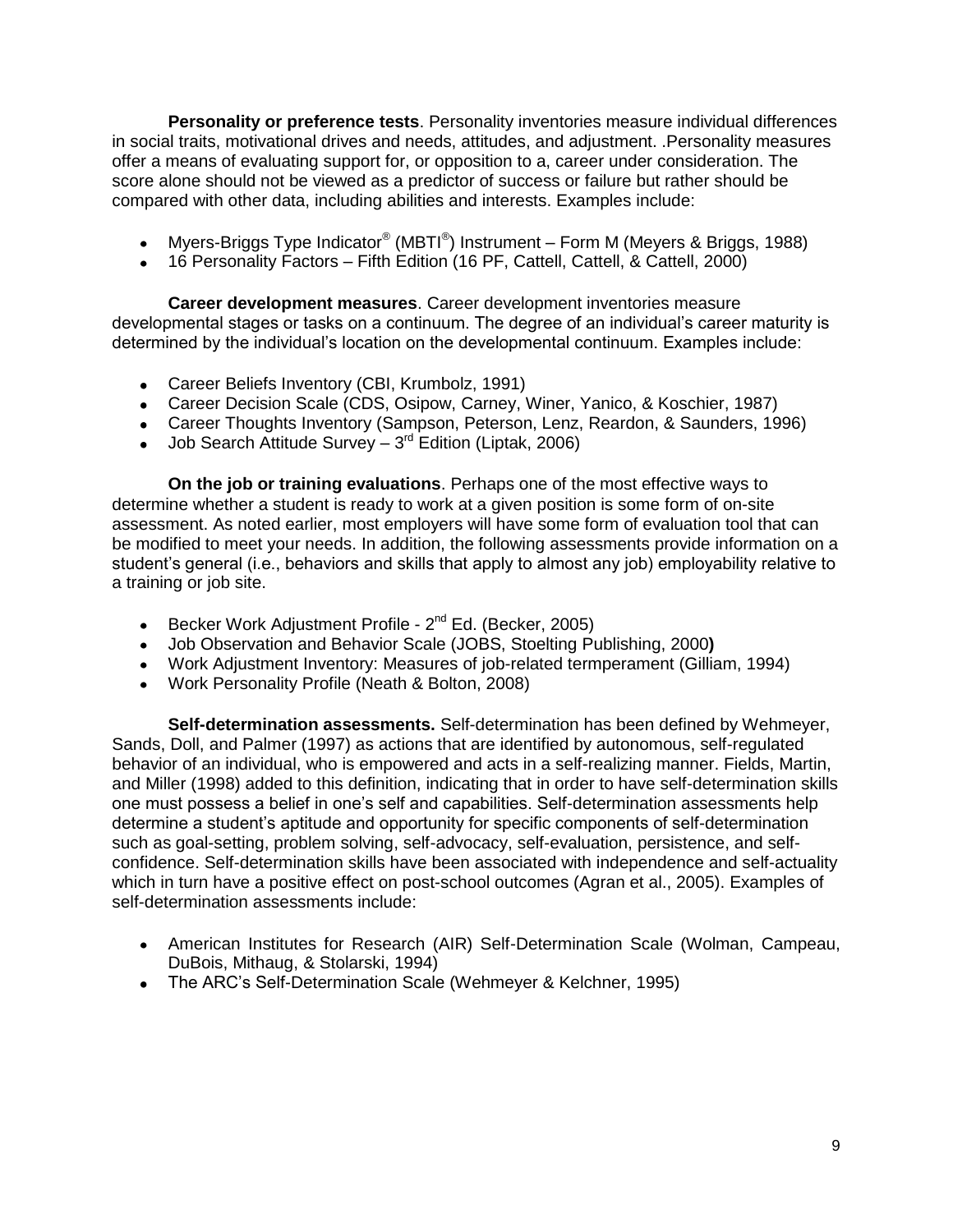**Personality or preference tests**. Personality inventories measure individual differences in social traits, motivational drives and needs, attitudes, and adjustment. .Personality measures offer a means of evaluating support for, or opposition to a, career under consideration. The score alone should not be viewed as a predictor of success or failure but rather should be compared with other data, including abilities and interests. Examples include:

- Myers-Briggs Type Indicator® (MBTI®) Instrument – Form M (Meyers & Briggs, 1988)
- 16 Personality Factors – Fifth Edition (16 PF, Cattell, Cattell, & Cattell, 2000)

**Career development measures**. Career development inventories measure developmental stages or tasks on a continuum. The degree of an individual's career maturity is determined by the individual's location on the developmental continuum. Examples include:

- Career Beliefs Inventory (CBI, Krumbolz, 1991)
- Career Decision Scale (CDS, Osipow, Carney, Winer, Yanico, & Koschier, 1987)
- Career Thoughts Inventory (Sampson, Peterson, Lenz, Reardon, & Saunders, 1996)
- Job Search Attitude Survey – 3rd Edition (Liptak, 2006)

**On the job or training evaluations**. Perhaps one of the most effective ways to determine whether a student is ready to work at a given position is some form of on-site assessment. As noted earlier, most employers will have some form of evaluation tool that can be modified to meet your needs. In addition, the following assessments provide information on a student's general (i.e., behaviors and skills that apply to almost any job) employability relative to a training or job site.

- Becker Work Adjustment Profile - 2nd Ed. (Becker, 2005)
- Job Observation and Behavior Scale (JOBS, Stoelting Publishing, 2000**)**
- Work Adjustment Inventory: Measures of job-related termperament (Gilliam, 1994)
- Work Personality Profile (Neath & Bolton, 2008)

**Self-determination assessments.** Self-determination has been defined by Wehmeyer, Sands, Doll, and Palmer (1997) as actions that are identified by autonomous, self-regulated behavior of an individual, who is empowered and acts in a self-realizing manner. Fields, Martin, and Miller (1998) added to this definition, indicating that in order to have self-determination skills one must possess a belief in one's self and capabilities. Self-determination assessments help determine a student's aptitude and opportunity for specific components of self-determination such as goal-setting, problem solving, self-advocacy, self-evaluation, persistence, and self-confidence. Self-determination skills have been associated with independence and self-actuality which in turn have a positive effect on post-school outcomes (Agran et al., 2005). Examples of self-determination assessments include:

- American Institutes for Research (AIR) Self-Determination Scale (Wolman, Campeau, DuBois, Mithaug, & Stolarski, 1994)
- The ARC's Self-Determination Scale (Wehmeyer & Kelchner, 1995)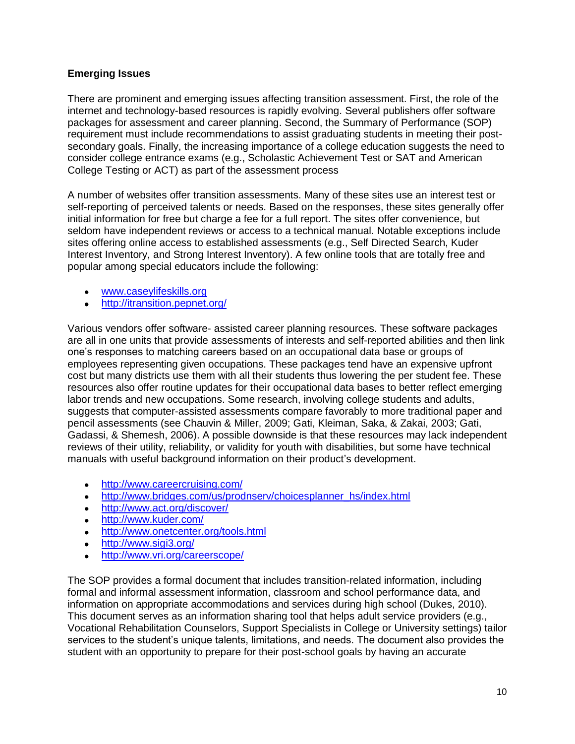**Emerging Issues**

There are prominent and emerging issues affecting transition assessment. First, the role of the internet and technology-based resources is rapidly evolving. Several publishers offer software packages for assessment and career planning. Second, the Summary of Performance (SOP) requirement must include recommendations to assist graduating students in meeting their post-secondary goals. Finally, the increasing importance of a college education suggests the need to consider college entrance exams (e.g., Scholastic Achievement Test or SAT and American College Testing or ACT) as part of the assessment process

A number of websites offer transition assessments. Many of these sites use an interest test or self-reporting of perceived talents or needs. Based on the responses, these sites generally offer initial information for free but charge a fee for a full report. The sites offer convenience, but seldom have independent reviews or access to a technical manual. Notable exceptions include sites offering online access to established assessments (e.g., Self Directed Search, Kuder Interest Inventory, and Strong Interest Inventory). A few online tools that are totally free and popular among special educators include the following:

- www.caseylifeskills.org
- http://itransition.pepnet.org/

Various vendors offer software- assisted career planning resources. These software packages are all in one units that provide assessments of interests and self-reported abilities and then link one's responses to matching careers based on an occupational data base or groups of employees representing given occupations. These packages tend have an expensive upfront cost but many districts use them with all their students thus lowering the per student fee. These resources also offer routine updates for their occupational data bases to better reflect emerging labor trends and new occupations. Some research, involving college students and adults, suggests that computer-assisted assessments compare favorably to more traditional paper and pencil assessments (see Chauvin & Miller, 2009; Gati, Kleiman, Saka, & Zakai, 2003; Gati, Gadassi, & Shemesh, 2006). A possible downside is that these resources may lack independent reviews of their utility, reliability, or validity for youth with disabilities, but some have technical manuals with useful background information on their product's development.

- http://www.careercruising.com/
- http://www.bridges.com/us/prodnserv/choicesplanner_hs/index.html
- http://www.act.org/discover/
- http://www.kuder.com/
- http://www.onetcenter.org/tools.html
- http://www.sigi3.org/
- http://www.vri.org/careerscope/

The SOP provides a formal document that includes transition-related information, including formal and informal assessment information, classroom and school performance data, and information on appropriate accommodations and services during high school (Dukes, 2010). This document serves as an information sharing tool that helps adult service providers (e.g., Vocational Rehabilitation Counselors, Support Specialists in College or University settings) tailor services to the student's unique talents, limitations, and needs. The document also provides the student with an opportunity to prepare for their post-school goals by having an accurate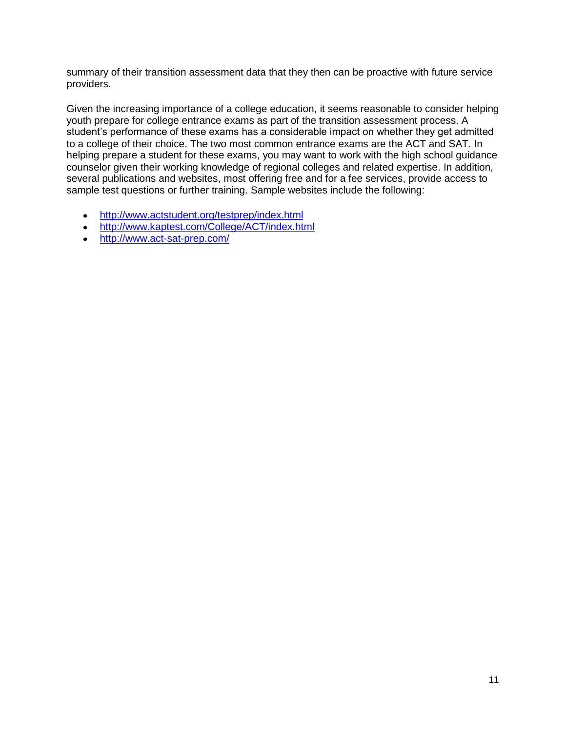summary of their transition assessment data that they then can be proactive with future service providers.

Given the increasing importance of a college education, it seems reasonable to consider helping youth prepare for college entrance exams as part of the transition assessment process. A student's performance of these exams has a considerable impact on whether they get admitted to a college of their choice. The two most common entrance exams are the ACT and SAT. In helping prepare a student for these exams, you may want to work with the high school guidance counselor given their working knowledge of regional colleges and related expertise. In addition, several publications and websites, most offering free and for a fee services, provide access to sample test questions or further training. Sample websites include the following:

- http://www.actstudent.org/testprep/index.html
- http://www.kaptest.com/College/ACT/index.html
- http://www.act-sat-prep.com/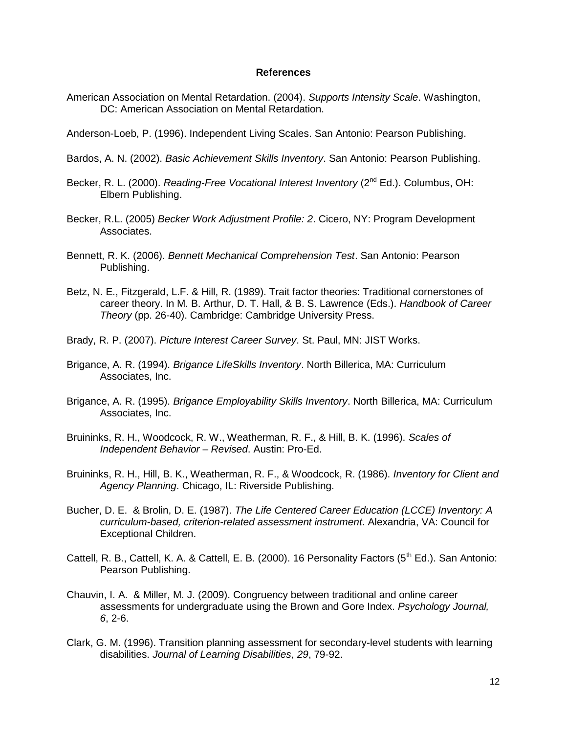## References

American Association on Mental Retardation. (2004). *Supports Intensity Scale*. Washington, DC: American Association on Mental Retardation.

Anderson-Loeb, P. (1996). Independent Living Scales. San Antonio: Pearson Publishing.

Bardos, A. N. (2002). *Basic Achievement Skills Inventory*. San Antonio: Pearson Publishing.

Becker, R. L. (2000). *Reading-Free Vocational Interest Inventory* (2nd Ed.). Columbus, OH: Elbern Publishing.

Becker, R.L. (2005) *Becker Work Adjustment Profile: 2*. Cicero, NY: Program Development Associates.

Bennett, R. K. (2006). *Bennett Mechanical Comprehension Test*. San Antonio: Pearson Publishing.

Betz, N. E., Fitzgerald, L.F. & Hill, R. (1989). Trait factor theories: Traditional cornerstones of career theory. In M. B. Arthur, D. T. Hall, & B. S. Lawrence (Eds.). *Handbook of Career Theory* (pp. 26-40). Cambridge: Cambridge University Press.

Brady, R. P. (2007). *Picture Interest Career Survey*. St. Paul, MN: JIST Works.

Brigance, A. R. (1994). *Brigance LifeSkills Inventory*. North Billerica, MA: Curriculum Associates, Inc.

Brigance, A. R. (1995). *Brigance Employability Skills Inventory*. North Billerica, MA: Curriculum Associates, Inc.

Bruininks, R. H., Woodcock, R. W., Weatherman, R. F., & Hill, B. K. (1996). *Scales of Independent Behavior – Revised*. Austin: Pro-Ed.

Bruininks, R. H., Hill, B. K., Weatherman, R. F., & Woodcock, R. (1986). *Inventory for Client and Agency Planning*. Chicago, IL: Riverside Publishing.

Bucher, D. E. & Brolin, D. E. (1987). *The Life Centered Career Education (LCCE) Inventory: A curriculum-based, criterion-related assessment instrument*. Alexandria, VA: Council for Exceptional Children.

Cattell, R. B., Cattell, K. A. & Cattell, E. B. (2000). 16 Personality Factors (5th Ed.). San Antonio: Pearson Publishing.

Chauvin, I. A. & Miller, M. J. (2009). Congruency between traditional and online career assessments for undergraduate using the Brown and Gore Index. *Psychology Journal, 6*, 2-6.

Clark, G. M. (1996). Transition planning assessment for secondary-level students with learning disabilities. *Journal of Learning Disabilities*, *29*, 79-92.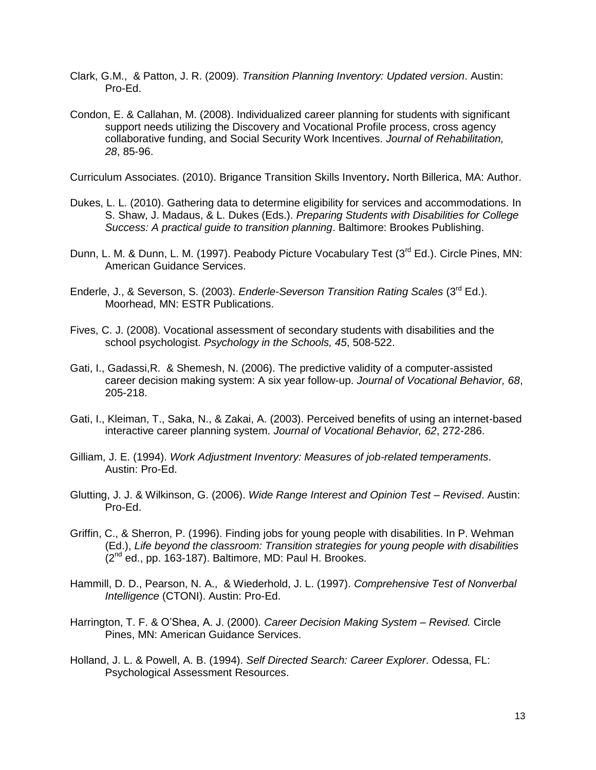Clark, G.M., & Patton, J. R. (2009). *Transition Planning Inventory: Updated version*. Austin: Pro-Ed.

Condon, E. & Callahan, M. (2008). Individualized career planning for students with significant support needs utilizing the Discovery and Vocational Profile process, cross agency collaborative funding, and Social Security Work Incentives. *Journal of Rehabilitation, 28*, 85-96.

Curriculum Associates. (2010). Brigance Transition Skills Inventory**.** North Billerica, MA: Author.

Dukes, L. L. (2010). Gathering data to determine eligibility for services and accommodations. In S. Shaw, J. Madaus, & L. Dukes (Eds.). *Preparing Students with Disabilities for College Success: A practical guide to transition planning*. Baltimore: Brookes Publishing.

Dunn, L. M. & Dunn, L. M. (1997). Peabody Picture Vocabulary Test (3rd Ed.). Circle Pines, MN: American Guidance Services.

Enderle, J., & Severson, S. (2003). *Enderle-Severson Transition Rating Scales* (3rd Ed.). Moorhead, MN: ESTR Publications.

Fives, C. J. (2008). Vocational assessment of secondary students with disabilities and the school psychologist. *Psychology in the Schools, 45*, 508-522.

Gati, I., Gadassi,R. & Shemesh, N. (2006). The predictive validity of a computer-assisted career decision making system: A six year follow-up. *Journal of Vocational Behavior, 68*, 205-218.

Gati, I., Kleiman, T., Saka, N., & Zakai, A. (2003). Perceived benefits of using an internet-based interactive career planning system. *Journal of Vocational Behavior, 62*, 272-286.

Gilliam, J. E. (1994). *Work Adjustment Inventory: Measures of job-related temperaments*. Austin: Pro-Ed.

Glutting, J. J. & Wilkinson, G. (2006). *Wide Range Interest and Opinion Test – Revised*. Austin: Pro-Ed.

Griffin, C., & Sherron, P. (1996). Finding jobs for young people with disabilities. In P. Wehman (Ed.), *Life beyond the classroom: Transition strategies for young people with disabilities* (2nd ed., pp. 163-187). Baltimore, MD: Paul H. Brookes.

Hammill, D. D., Pearson, N. A., & Wiederhold, J. L. (1997). *Comprehensive Test of Nonverbal Intelligence* (CTONI). Austin: Pro-Ed.

Harrington, T. F. & O'Shea, A. J. (2000). *Career Decision Making System – Revised.* Circle Pines, MN: American Guidance Services.

Holland, J. L. & Powell, A. B. (1994). *Self Directed Search: Career Explorer*. Odessa, FL: Psychological Assessment Resources.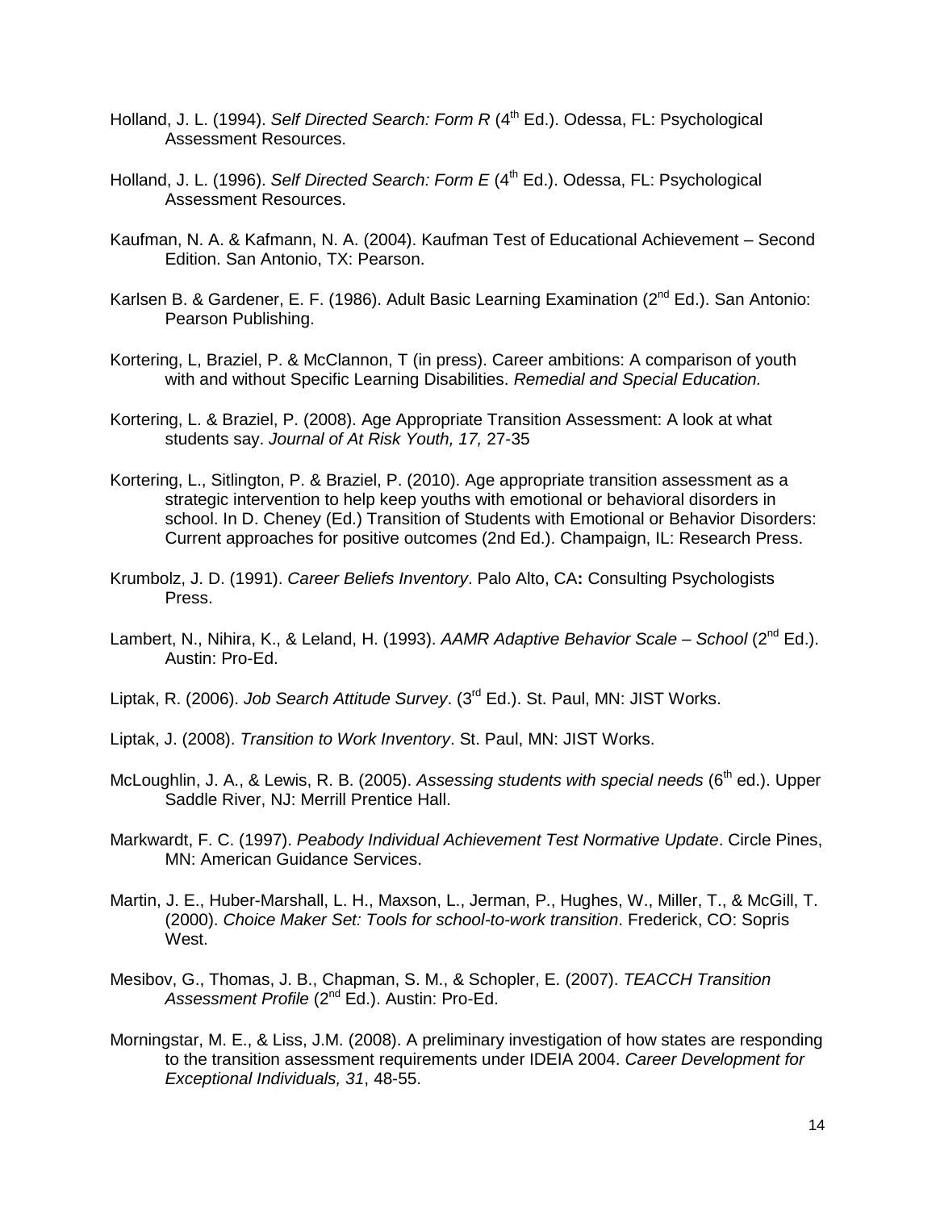Holland, J. L. (1994). *Self Directed Search: Form R* (4th Ed.). Odessa, FL: Psychological Assessment Resources.

Holland, J. L. (1996). *Self Directed Search: Form E* (4th Ed.). Odessa, FL: Psychological Assessment Resources.

Kaufman, N. A. & Kafmann, N. A. (2004). Kaufman Test of Educational Achievement – Second Edition. San Antonio, TX: Pearson.

Karlsen B. & Gardener, E. F. (1986). Adult Basic Learning Examination (2nd Ed.). San Antonio: Pearson Publishing.

Kortering, L, Braziel, P. & McClannon, T (in press). Career ambitions: A comparison of youth with and without Specific Learning Disabilities. *Remedial and Special Education.*

Kortering, L. & Braziel, P. (2008). Age Appropriate Transition Assessment: A look at what students say. *Journal of At Risk Youth, 17,* 27-35

Kortering, L., Sitlington, P. & Braziel, P. (2010). Age appropriate transition assessment as a strategic intervention to help keep youths with emotional or behavioral disorders in school. In D. Cheney (Ed.) Transition of Students with Emotional or Behavior Disorders: Current approaches for positive outcomes (2nd Ed.). Champaign, IL: Research Press.

Krumbolz, J. D. (1991). *Career Beliefs Inventory*. Palo Alto, CA**:** Consulting Psychologists Press.

Lambert, N., Nihira, K., & Leland, H. (1993). *AAMR Adaptive Behavior Scale – School* (2nd Ed.). Austin: Pro-Ed.

Liptak, R. (2006). *Job Search Attitude Survey*. (3rd Ed.). St. Paul, MN: JIST Works.

Liptak, J. (2008). *Transition to Work Inventory*. St. Paul, MN: JIST Works.

McLoughlin, J. A., & Lewis, R. B. (2005). *Assessing students with special needs* (6th ed.). Upper Saddle River, NJ: Merrill Prentice Hall.

Markwardt, F. C. (1997). *Peabody Individual Achievement Test Normative Update*. Circle Pines, MN: American Guidance Services.

Martin, J. E., Huber-Marshall, L. H., Maxson, L., Jerman, P., Hughes, W., Miller, T., & McGill, T. (2000). *Choice Maker Set: Tools for school-to-work transition*. Frederick, CO: Sopris West.

Mesibov, G., Thomas, J. B., Chapman, S. M., & Schopler, E. (2007). *TEACCH Transition Assessment Profile* (2nd Ed.). Austin: Pro-Ed.

Morningstar, M. E., & Liss, J.M. (2008). A preliminary investigation of how states are responding to the transition assessment requirements under IDEIA 2004. *Career Development for Exceptional Individuals, 31*, 48-55.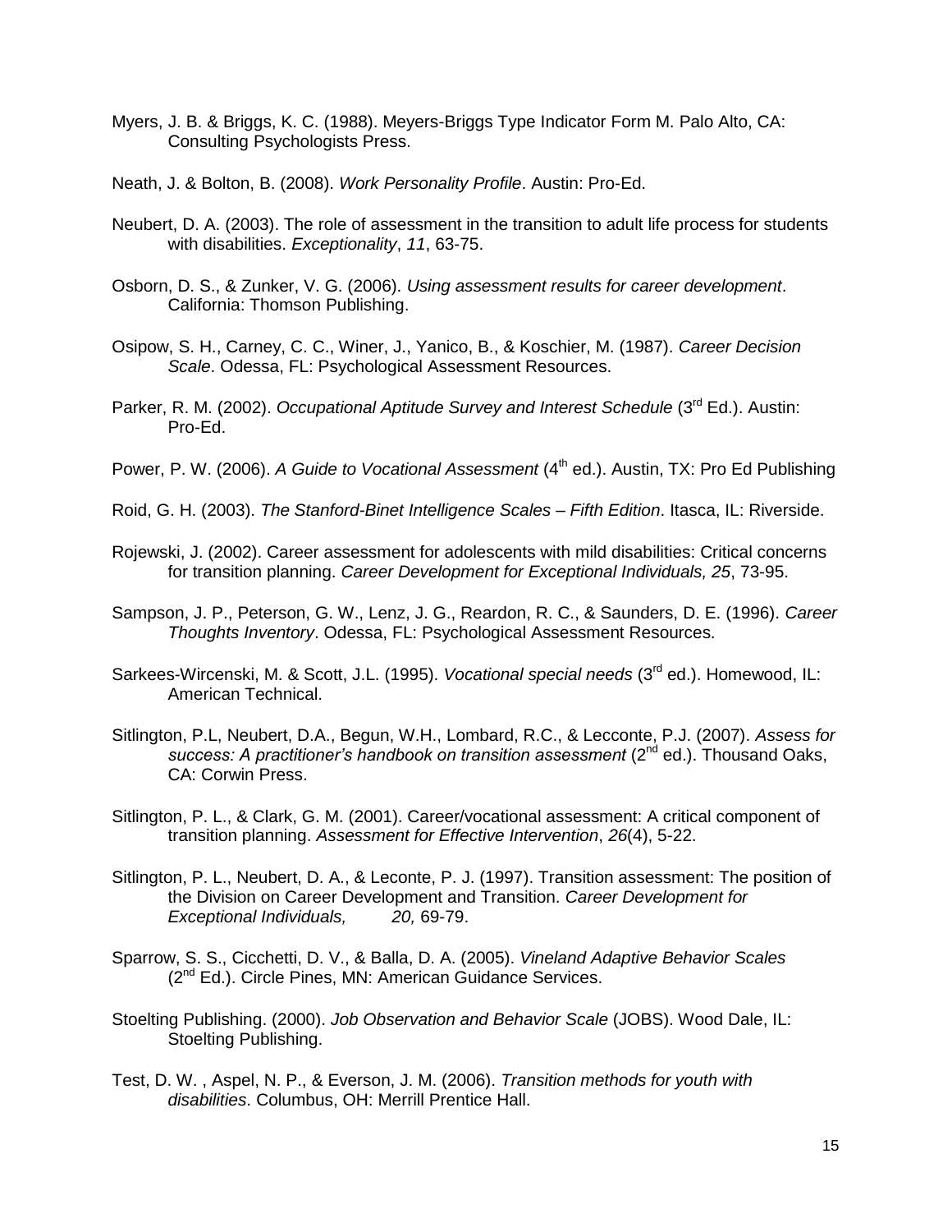Myers, J. B. & Briggs, K. C. (1988). Meyers-Briggs Type Indicator Form M. Palo Alto, CA: Consulting Psychologists Press.

Neath, J. & Bolton, B. (2008). *Work Personality Profile*. Austin: Pro-Ed.

Neubert, D. A. (2003). The role of assessment in the transition to adult life process for students with disabilities. *Exceptionality*, *11*, 63-75.

Osborn, D. S., & Zunker, V. G. (2006). *Using assessment results for career development*. California: Thomson Publishing.

Osipow, S. H., Carney, C. C., Winer, J., Yanico, B., & Koschier, M. (1987). *Career Decision Scale*. Odessa, FL: Psychological Assessment Resources.

Parker, R. M. (2002). *Occupational Aptitude Survey and Interest Schedule* (3rd Ed.). Austin: Pro-Ed.

Power, P. W. (2006). *A Guide to Vocational Assessment* (4th ed.). Austin, TX: Pro Ed Publishing

Roid, G. H. (2003). *The Stanford-Binet Intelligence Scales – Fifth Edition*. Itasca, IL: Riverside.

Rojewski, J. (2002). Career assessment for adolescents with mild disabilities: Critical concerns for transition planning. *Career Development for Exceptional Individuals, 25*, 73-95.

Sampson, J. P., Peterson, G. W., Lenz, J. G., Reardon, R. C., & Saunders, D. E. (1996). *Career Thoughts Inventory*. Odessa, FL: Psychological Assessment Resources.

Sarkees-Wircenski, M. & Scott, J.L. (1995). *Vocational special needs* (3rd ed.). Homewood, IL: American Technical.

Sitlington, P.L, Neubert, D.A., Begun, W.H., Lombard, R.C., & Lecconte, P.J. (2007). *Assess for success: A practitioner's handbook on transition assessment* (2nd ed.). Thousand Oaks, CA: Corwin Press.

Sitlington, P. L., & Clark, G. M. (2001). Career/vocational assessment: A critical component of transition planning. *Assessment for Effective Intervention*, *26*(4), 5-22.

Sitlington, P. L., Neubert, D. A., & Leconte, P. J. (1997). Transition assessment: The position of the Division on Career Development and Transition. *Career Development for Exceptional Individuals, 20,* 69-79.

Sparrow, S. S., Cicchetti, D. V., & Balla, D. A. (2005). *Vineland Adaptive Behavior Scales* (2nd Ed.). Circle Pines, MN: American Guidance Services.

Stoelting Publishing. (2000). *Job Observation and Behavior Scale* (JOBS). Wood Dale, IL: Stoelting Publishing.

Test, D. W. , Aspel, N. P., & Everson, J. M. (2006). *Transition methods for youth with disabilities*. Columbus, OH: Merrill Prentice Hall.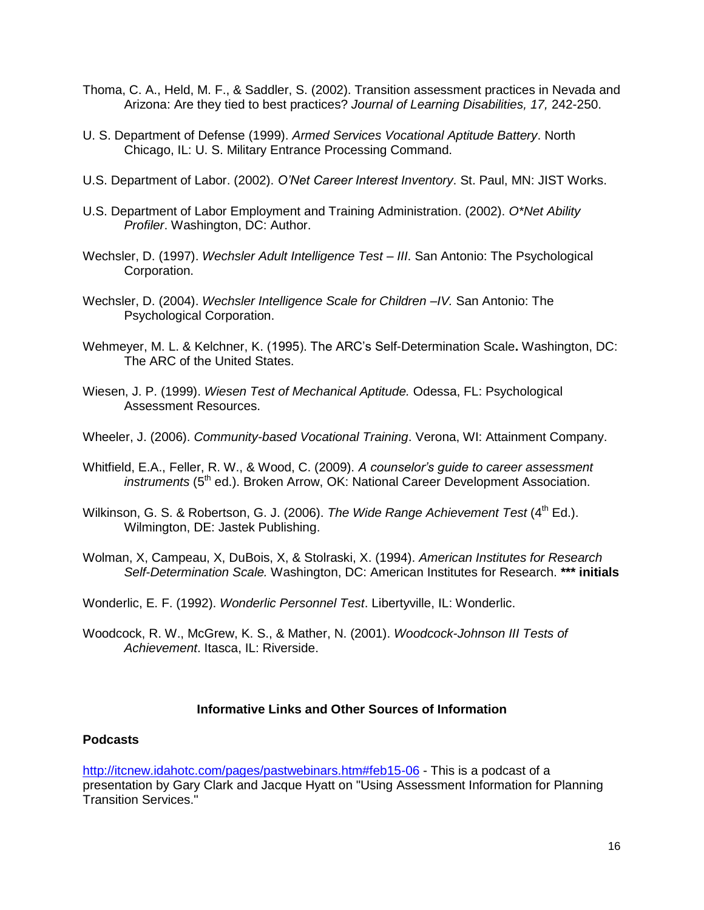Thoma, C. A., Held, M. F., & Saddler, S. (2002). Transition assessment practices in Nevada and Arizona: Are they tied to best practices? *Journal of Learning Disabilities, 17,* 242-250.

U. S. Department of Defense (1999). *Armed Services Vocational Aptitude Battery*. North Chicago, IL: U. S. Military Entrance Processing Command.

U.S. Department of Labor. (2002). *O'Net Career Interest Inventory*. St. Paul, MN: JIST Works.

U.S. Department of Labor Employment and Training Administration. (2002). *O*Net Ability Profiler*. Washington, DC: Author.

Wechsler, D. (1997). *Wechsler Adult Intelligence Test – III*. San Antonio: The Psychological Corporation.

Wechsler, D. (2004). *Wechsler Intelligence Scale for Children –IV.* San Antonio: The Psychological Corporation.

Wehmeyer, M. L. & Kelchner, K. (1995). The ARC's Self-Determination Scale**.** Washington, DC: The ARC of the United States.

Wiesen, J. P. (1999). *Wiesen Test of Mechanical Aptitude.* Odessa, FL: Psychological Assessment Resources.

Wheeler, J. (2006). *Community-based Vocational Training*. Verona, WI: Attainment Company.

Whitfield, E.A., Feller, R. W., & Wood, C. (2009). *A counselor's guide to career assessment instruments* (5th ed.). Broken Arrow, OK: National Career Development Association.

Wilkinson, G. S. & Robertson, G. J. (2006). *The Wide Range Achievement Test* (4th Ed.). Wilmington, DE: Jastek Publishing.

Wolman, X, Campeau, X, DuBois, X, & Stolraski, X. (1994). *American Institutes for Research Self-Determination Scale.* Washington, DC: American Institutes for Research. **\*\*\* initials**

Wonderlic, E. F. (1992). *Wonderlic Personnel Test*. Libertyville, IL: Wonderlic.

Woodcock, R. W., McGrew, K. S., & Mather, N. (2001). *Woodcock-Johnson III Tests of Achievement*. Itasca, IL: Riverside.

## Informative Links and Other Sources of Information

### Podcasts

http://itcnew.idahotc.com/pages/pastwebinars.htm#feb15-06 - This is a podcast of a presentation by Gary Clark and Jacque Hyatt on "Using Assessment Information for Planning Transition Services."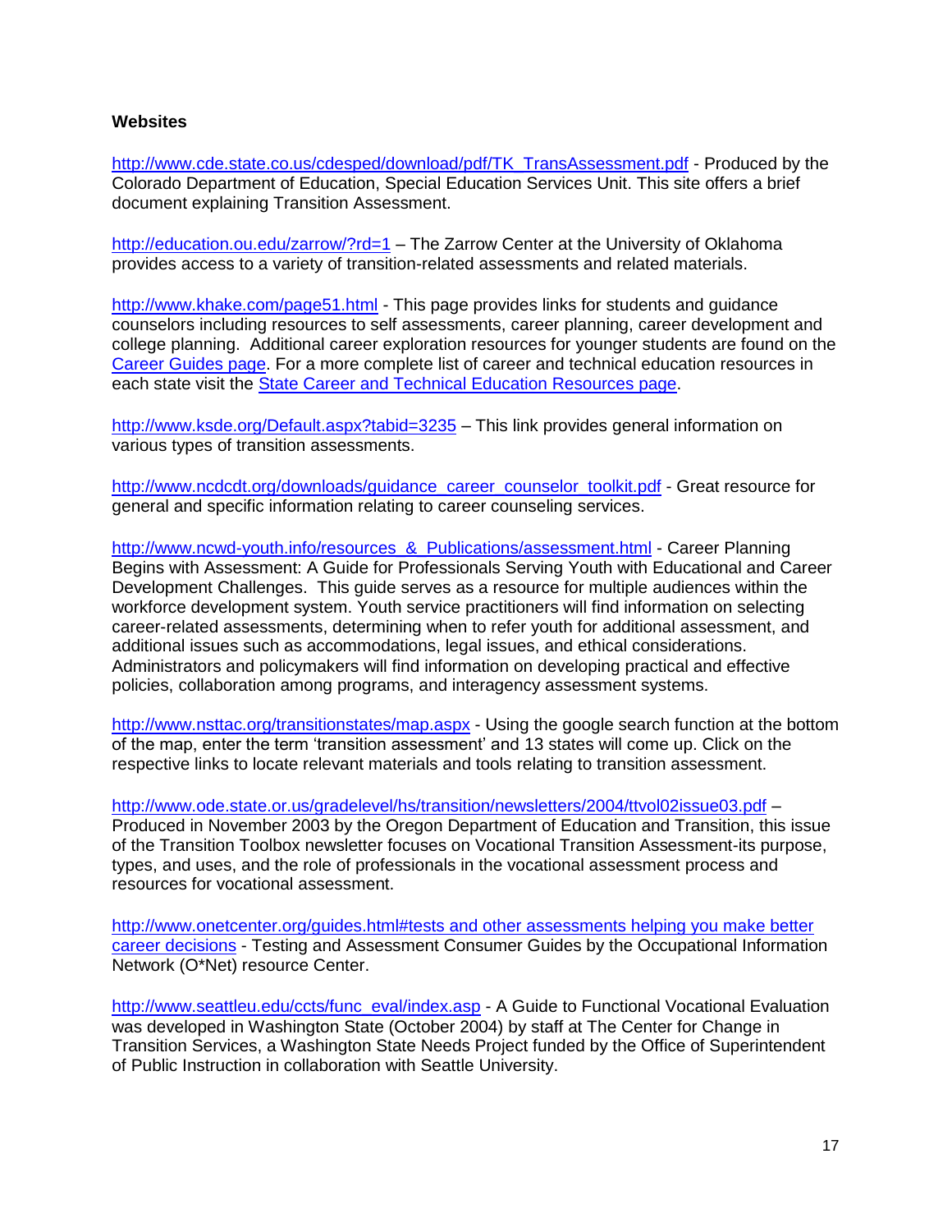**Websites**

http://www.cde.state.co.us/cdesped/download/pdf/TK_TransAssessment.pdf - Produced by the Colorado Department of Education, Special Education Services Unit. This site offers a brief document explaining Transition Assessment.

http://education.ou.edu/zarrow/?rd=1 – The Zarrow Center at the University of Oklahoma provides access to a variety of transition-related assessments and related materials.

http://www.khake.com/page51.html - This page provides links for students and guidance counselors including resources to self assessments, career planning, career development and college planning. Additional career exploration resources for younger students are found on the Career Guides page. For a more complete list of career and technical education resources in each state visit the State Career and Technical Education Resources page.

http://www.ksde.org/Default.aspx?tabid=3235 – This link provides general information on various types of transition assessments.

http://www.ncdcdt.org/downloads/guidance_career_counselor_toolkit.pdf - Great resource for general and specific information relating to career counseling services.

http://www.ncwd-youth.info/resources_&_Publications/assessment.html - Career Planning Begins with Assessment: A Guide for Professionals Serving Youth with Educational and Career Development Challenges. This guide serves as a resource for multiple audiences within the workforce development system. Youth service practitioners will find information on selecting career-related assessments, determining when to refer youth for additional assessment, and additional issues such as accommodations, legal issues, and ethical considerations. Administrators and policymakers will find information on developing practical and effective policies, collaboration among programs, and interagency assessment systems.

http://www.nsttac.org/transitionstates/map.aspx - Using the google search function at the bottom of the map, enter the term 'transition assessment' and 13 states will come up. Click on the respective links to locate relevant materials and tools relating to transition assessment.

http://www.ode.state.or.us/gradelevel/hs/transition/newsletters/2004/ttvol02issue03.pdf – Produced in November 2003 by the Oregon Department of Education and Transition, this issue of the Transition Toolbox newsletter focuses on Vocational Transition Assessment-its purpose, types, and uses, and the role of professionals in the vocational assessment process and resources for vocational assessment.

http://www.onetcenter.org/guides.html#tests and other assessments helping you make better career decisions - Testing and Assessment Consumer Guides by the Occupational Information Network (O*Net) resource Center.

http://www.seattleu.edu/ccts/func_eval/index.asp - A Guide to Functional Vocational Evaluation was developed in Washington State (October 2004) by staff at The Center for Change in Transition Services, a Washington State Needs Project funded by the Office of Superintendent of Public Instruction in collaboration with Seattle University.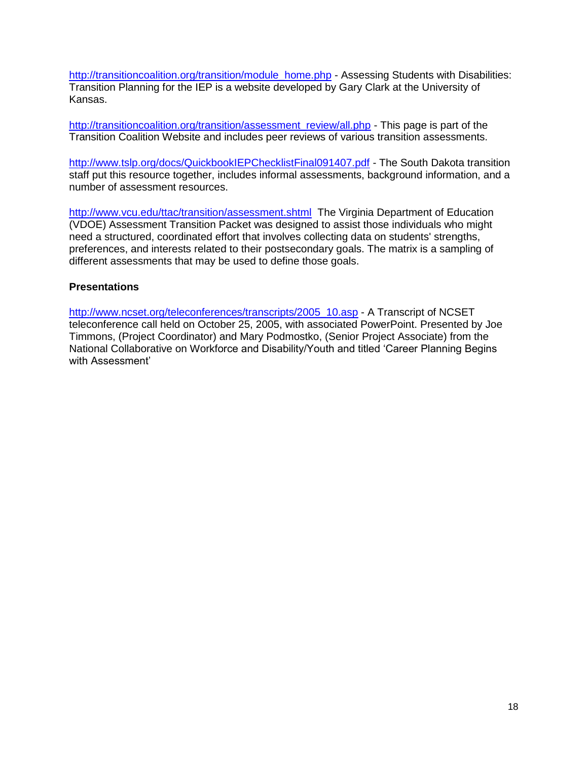http://transitioncoalition.org/transition/module_home.php - Assessing Students with Disabilities: Transition Planning for the IEP is a website developed by Gary Clark at the University of Kansas.

http://transitioncoalition.org/transition/assessment_review/all.php - This page is part of the Transition Coalition Website and includes peer reviews of various transition assessments.

http://www.tslp.org/docs/QuickbookIEPChecklistFinal091407.pdf - The South Dakota transition staff put this resource together, includes informal assessments, background information, and a number of assessment resources.

http://www.vcu.edu/ttac/transition/assessment.shtml The Virginia Department of Education (VDOE) Assessment Transition Packet was designed to assist those individuals who might need a structured, coordinated effort that involves collecting data on students' strengths, preferences, and interests related to their postsecondary goals. The matrix is a sampling of different assessments that may be used to define those goals.

**Presentations**

http://www.ncset.org/teleconferences/transcripts/2005_10.asp - A Transcript of NCSET teleconference call held on October 25, 2005, with associated PowerPoint. Presented by Joe Timmons, (Project Coordinator) and Mary Podmostko, (Senior Project Associate) from the National Collaborative on Workforce and Disability/Youth and titled 'Career Planning Begins with Assessment'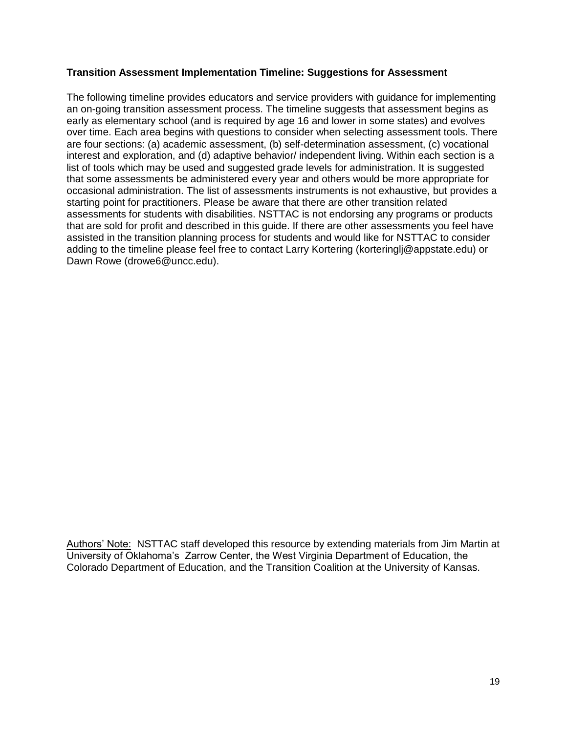**Transition Assessment Implementation Timeline: Suggestions for Assessment**

The following timeline provides educators and service providers with guidance for implementing an on-going transition assessment process. The timeline suggests that assessment begins as early as elementary school (and is required by age 16 and lower in some states) and evolves over time. Each area begins with questions to consider when selecting assessment tools. There are four sections: (a) academic assessment, (b) self-determination assessment, (c) vocational interest and exploration, and (d) adaptive behavior/ independent living. Within each section is a list of tools which may be used and suggested grade levels for administration. It is suggested that some assessments be administered every year and others would be more appropriate for occasional administration. The list of assessments instruments is not exhaustive, but provides a starting point for practitioners. Please be aware that there are other transition related assessments for students with disabilities. NSTTAC is not endorsing any programs or products that are sold for profit and described in this guide. If there are other assessments you feel have assisted in the transition planning process for students and would like for NSTTAC to consider adding to the timeline please feel free to contact Larry Kortering (korteringlj@appstate.edu) or Dawn Rowe (drowe6@uncc.edu).

Authors' Note: NSTTAC staff developed this resource by extending materials from Jim Martin at University of Oklahoma's Zarrow Center, the West Virginia Department of Education, the Colorado Department of Education, and the Transition Coalition at the University of Kansas.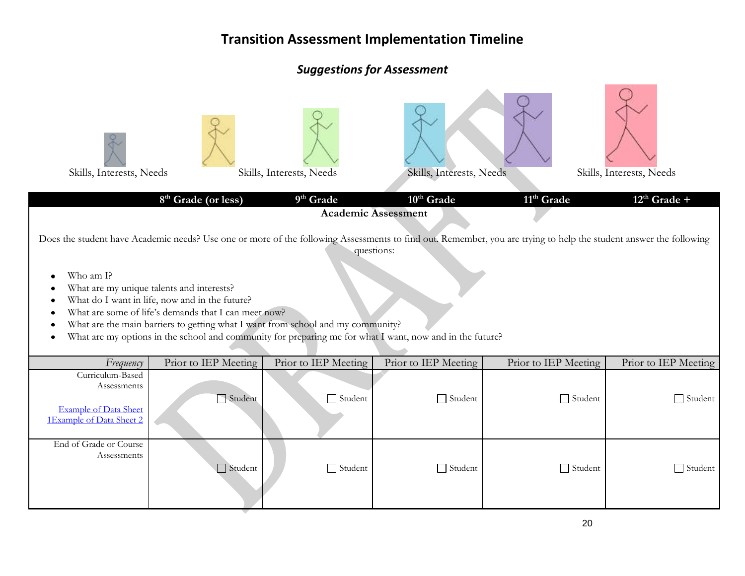# Transition Assessment Implementation Timeline

## *Suggestions for Assessment*

Skills, Interests, Needs    Skills, Interests, Needs    Skills, Interests, Needs    Skills, Interests, Needs

| | 8th Grade (or less) | 9th Grade | 10th Grade | 11th Grade | 12th Grade + |
|---|---|---|---|---|---|

**Academic Assessment**

Does the student have Academic needs? Use one or more of the following Assessments to find out. Remember, you are trying to help the student answer the following questions:

- Who am I?
- What are my unique talents and interests?
- What do I want in life, now and in the future?
- What are some of life's demands that I can meet now?
- What are the main barriers to getting what I want from school and my community?
- What are my options in the school and community for preparing me for what I want, now and in the future?

| *Frequency* | Prior to IEP Meeting | Prior to IEP Meeting | Prior to IEP Meeting | Prior to IEP Meeting | Prior to IEP Meeting |
|---|---|---|---|---|---|
| Curriculum-Based Assessments<br><br>Example of Data Sheet 1<br>Example of Data Sheet 2 | ☐ Student | ☐ Student | ☐ Student | ☐ Student | ☐ Student |
| End of Grade or Course Assessments | ☐ Student | ☐ Student | ☐ Student | ☐ Student | ☐ Student |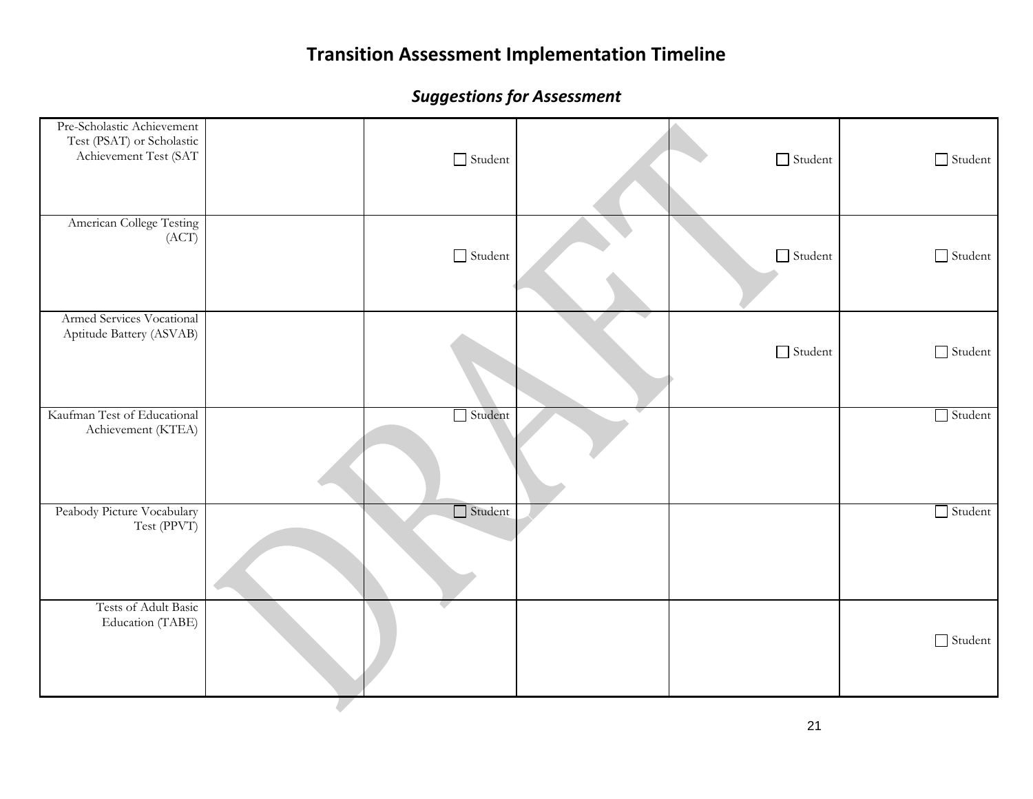# Transition Assessment Implementation Timeline

## *Suggestions for Assessment*

| | | | | | |
|---|---|---|---|---|---|
| Pre-Scholastic Achievement Test (PSAT) or Scholastic Achievement Test (SAT | | ☐ Student | | ☐ Student | ☐ Student |
| American College Testing (ACT) | | ☐ Student | | ☐ Student | ☐ Student |
| Armed Services Vocational Aptitude Battery (ASVAB) | | | | ☐ Student | ☐ Student |
| Kaufman Test of Educational Achievement (KTEA) | | ☐ Student | | | ☐ Student |
| Peabody Picture Vocabulary Test (PPVT) | | ☐ Student | | | ☐ Student |
| Tests of Adult Basic Education (TABE) | | | | | ☐ Student |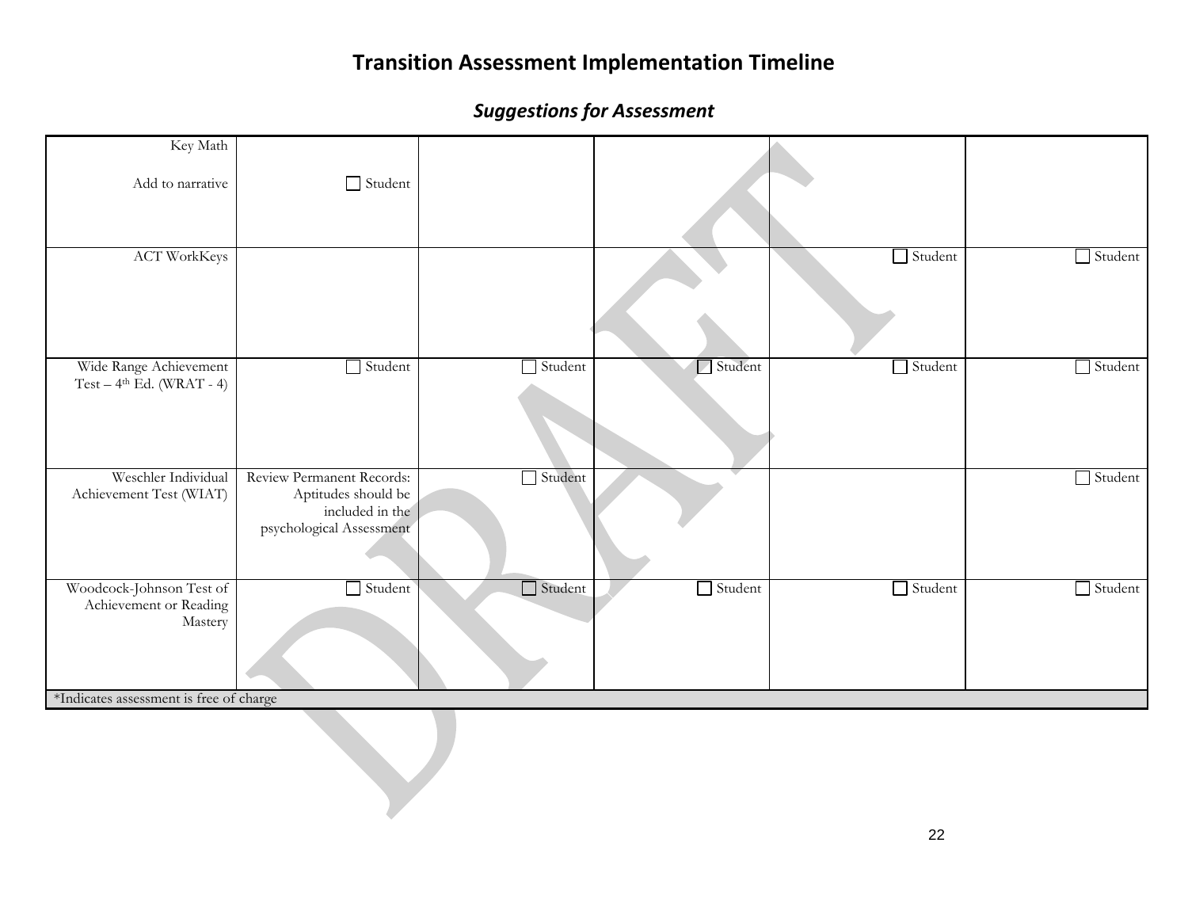# Transition Assessment Implementation Timeline

### *Suggestions for Assessment*

| | | | | | |
|---|---|---|---|---|---|
| Key Math<br><br>Add to narrative | ☐ Student | | | | |
| ACT WorkKeys | | | | ☐ Student | ☐ Student |
| Wide Range Achievement Test – 4th Ed. (WRAT - 4) | ☐ Student | ☐ Student | ☐ Student | ☐ Student | ☐ Student |
| Weschler Individual Achievement Test (WIAT) | Review Permanent Records: Aptitudes should be included in the psychological Assessment | ☐ Student | | | ☐ Student |
| Woodcock-Johnson Test of Achievement or Reading Mastery | ☐ Student | ☐ Student | ☐ Student | ☐ Student | ☐ Student |
| *Indicates assessment is free of charge | | | | | |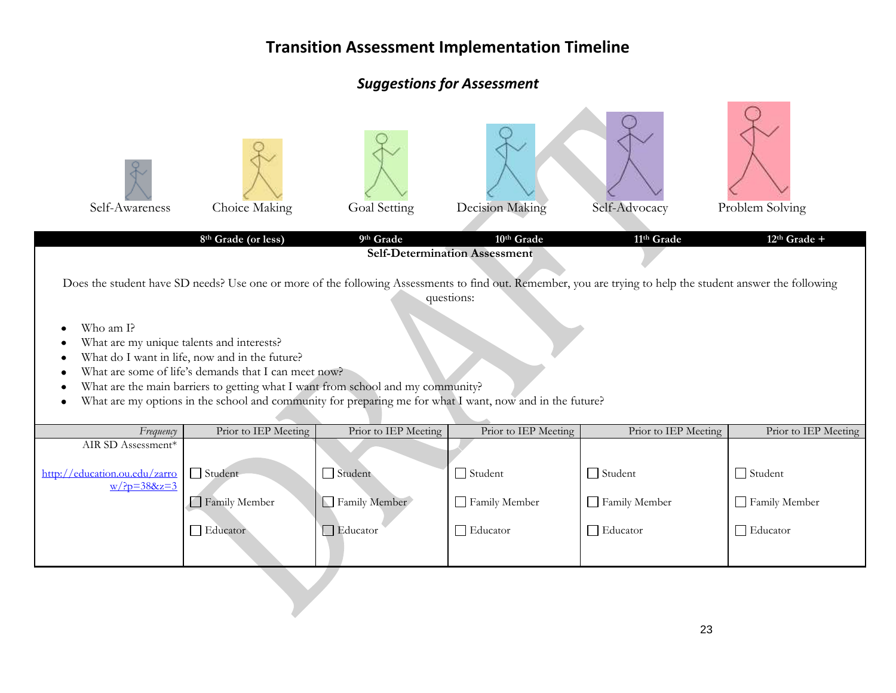# Transition Assessment Implementation Timeline

## *Suggestions for Assessment*

Self-Awareness | Choice Making | Goal Setting | Decision Making | Self-Advocacy | Problem Solving

| | 8th Grade (or less) | 9th Grade | 10th Grade | 11th Grade | 12th Grade + |
|---|---|---|---|---|---|
| **Self-Determination Assessment** | | | | | |

Does the student have SD needs? Use one or more of the following Assessments to find out. Remember, you are trying to help the student answer the following questions:

- Who am I?
- What are my unique talents and interests?
- What do I want in life, now and in the future?
- What are some of life's demands that I can meet now?
- What are the main barriers to getting what I want from school and my community?
- What are my options in the school and community for preparing me for what I want, now and in the future?

| *Frequency* | Prior to IEP Meeting | Prior to IEP Meeting | Prior to IEP Meeting | Prior to IEP Meeting | Prior to IEP Meeting |
|---|---|---|---|---|---|
| AIR SD Assessment* http://education.ou.edu/zarrow/?p=38&z=3 | ☐ Student ☐ Family Member ☐ Educator | ☐ Student ☐ Family Member ☐ Educator | ☐ Student ☐ Family Member ☐ Educator | ☐ Student ☐ Family Member ☐ Educator | ☐ Student ☐ Family Member ☐ Educator |

DRAFT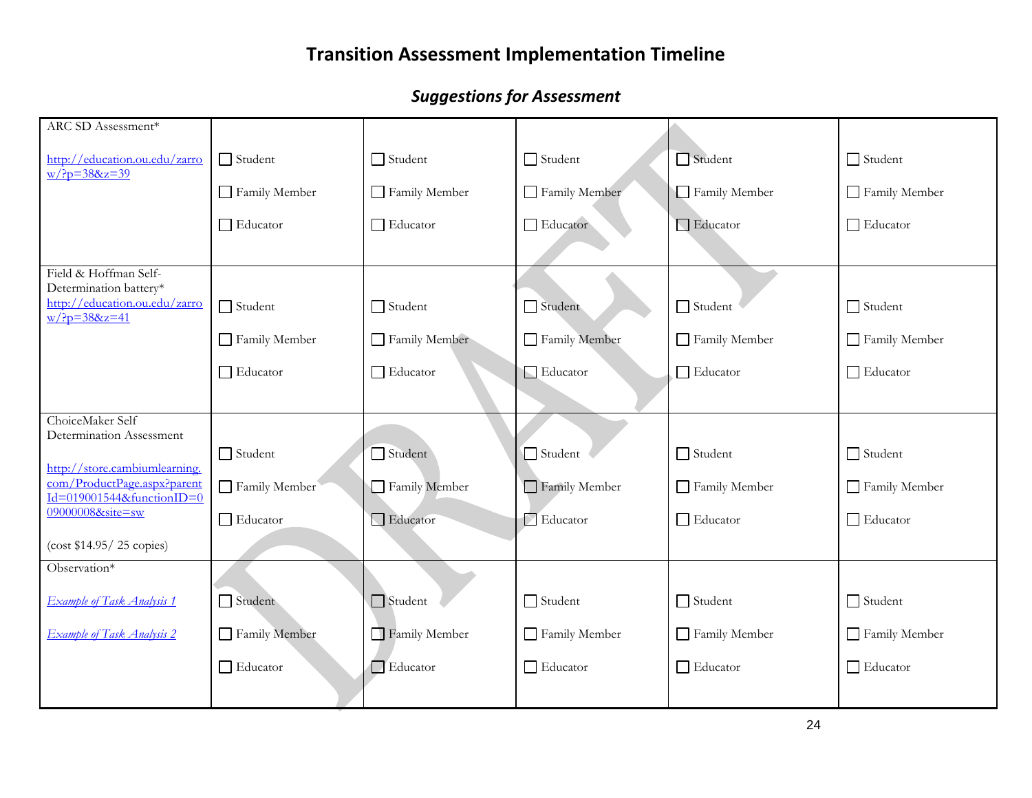# Transition Assessment Implementation Timeline

## *Suggestions for Assessment*

| | | | | | |
|---|---|---|---|---|---|
| ARC SD Assessment*<br><br>http://education.ou.edu/zarrow/?p=38&z=39 | ☐ Student<br>☐ Family Member<br>☐ Educator | ☐ Student<br>☐ Family Member<br>☐ Educator | ☐ Student<br>☐ Family Member<br>☐ Educator | ☐ Student<br>☐ Family Member<br>☐ Educator | ☐ Student<br>☐ Family Member<br>☐ Educator |
| Field & Hoffman Self-Determination battery*<br>http://education.ou.edu/zarrow/?p=38&z=41 | ☐ Student<br>☐ Family Member<br>☐ Educator | ☐ Student<br>☐ Family Member<br>☐ Educator | ☐ Student<br>☐ Family Member<br>☐ Educator | ☐ Student<br>☐ Family Member<br>☐ Educator | ☐ Student<br>☐ Family Member<br>☐ Educator |
| ChoiceMaker Self Determination Assessment<br><br>http://store.cambiumlearning.com/ProductPage.aspx?parentId=019001544&functionID=009000008&site=sw<br><br>(cost $14.95/ 25 copies) | ☐ Student<br>☐ Family Member<br>☐ Educator | ☐ Student<br>☐ Family Member<br>☐ Educator | ☐ Student<br>☐ Family Member<br>☐ Educator | ☐ Student<br>☐ Family Member<br>☐ Educator | ☐ Student<br>☐ Family Member<br>☐ Educator |
| Observation*<br><br>*Example of Task Analysis 1*<br><br>*Example of Task Analysis 2* | ☐ Student<br>☐ Family Member<br>☐ Educator | ☐ Student<br>☐ Family Member<br>☐ Educator | ☐ Student<br>☐ Family Member<br>☐ Educator | ☐ Student<br>☐ Family Member<br>☐ Educator | ☐ Student<br>☐ Family Member<br>☐ Educator |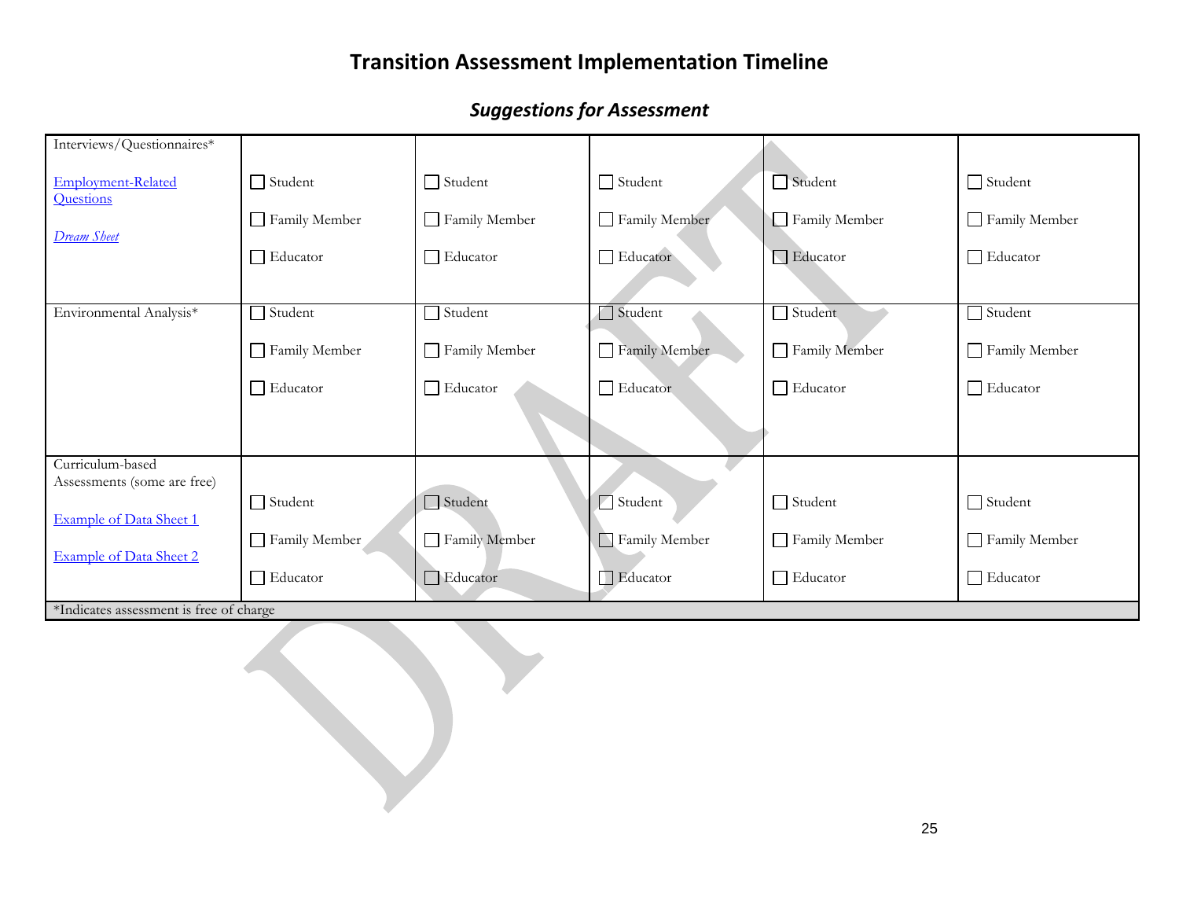# Transition Assessment Implementation Timeline

## *Suggestions for Assessment*

| | | | | | |
|---|---|---|---|---|---|
| Interviews/Questionnaires*<br><br>Employment-Related Questions<br><br>*Dream Sheet* | ☐ Student<br>☐ Family Member<br>☐ Educator | ☐ Student<br>☐ Family Member<br>☐ Educator | ☐ Student<br>☐ Family Member<br>☐ Educator | ☐ Student<br>☐ Family Member<br>☐ Educator | ☐ Student<br>☐ Family Member<br>☐ Educator |
| Environmental Analysis* | ☐ Student<br>☐ Family Member<br>☐ Educator | ☐ Student<br>☐ Family Member<br>☐ Educator | ☐ Student<br>☐ Family Member<br>☐ Educator | ☐ Student<br>☐ Family Member<br>☐ Educator | ☐ Student<br>☐ Family Member<br>☐ Educator |
| Curriculum-based Assessments (some are free)<br><br>Example of Data Sheet 1<br><br>Example of Data Sheet 2 | ☐ Student<br>☐ Family Member<br>☐ Educator | ☐ Student<br>☐ Family Member<br>☐ Educator | ☐ Student<br>☐ Family Member<br>☐ Educator | ☐ Student<br>☐ Family Member<br>☐ Educator | ☐ Student<br>☐ Family Member<br>☐ Educator |
| *Indicates assessment is free of charge | | | | | |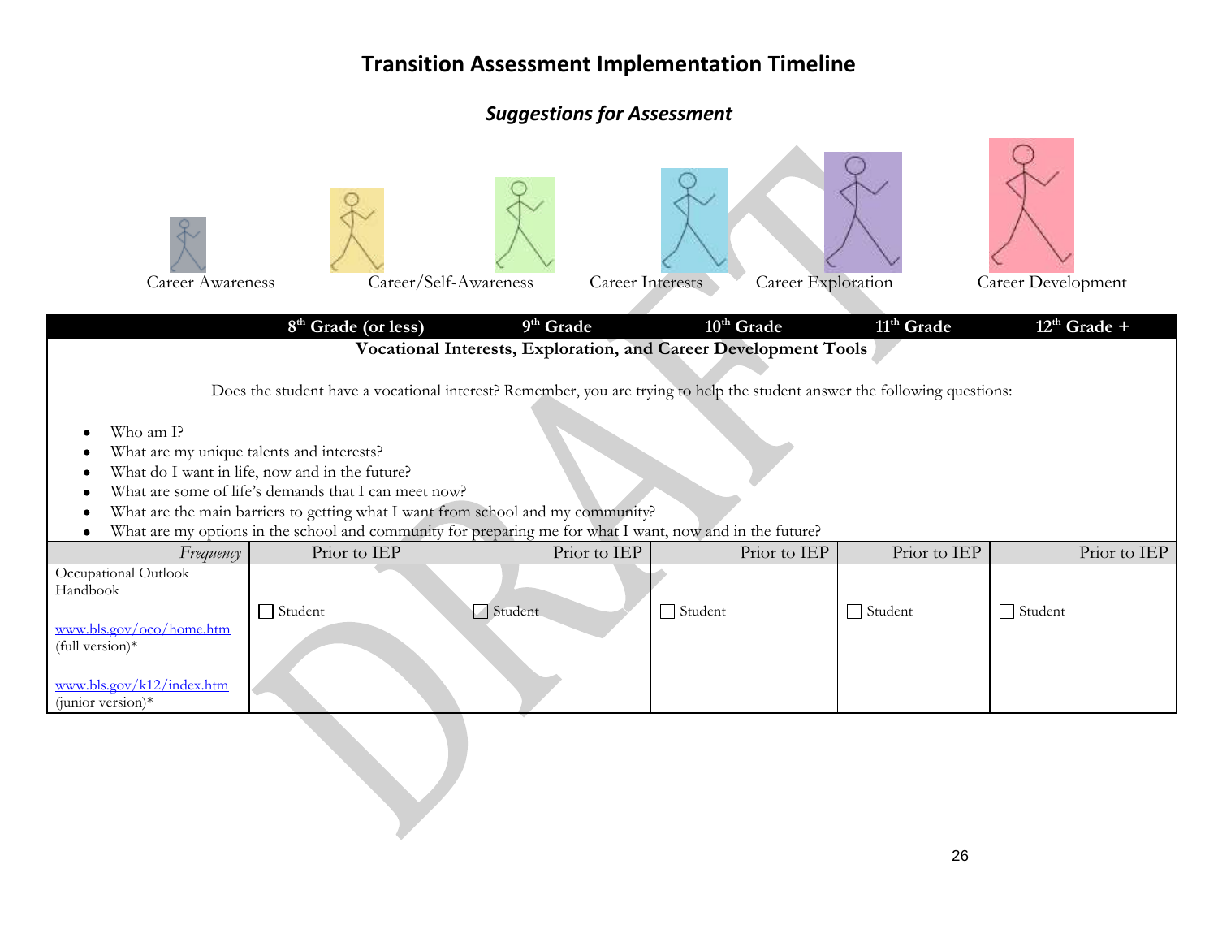# Transition Assessment Implementation Timeline

## *Suggestions for Assessment*

Career Awareness | Career/Self-Awareness | Career Interests | Career Exploration | Career Development

| | 8th Grade (or less) | 9th Grade | 10th Grade | 11th Grade | 12th Grade + |
|---|---|---|---|---|---|
| **Vocational Interests, Exploration, and Career Development Tools** | | | | | |
| *Frequency* | Prior to IEP | Prior to IEP | Prior to IEP | Prior to IEP | Prior to IEP |
| Occupational Outlook Handbook<br><br>www.bls.gov/oco/home.htm (full version)*<br><br>www.bls.gov/k12/index.htm (junior version)* | ☐ Student | ☐ Student | ☐ Student | ☐ Student | ☐ Student |

Does the student have a vocational interest? Remember, you are trying to help the student answer the following questions:

- Who am I?
- What are my unique talents and interests?
- What do I want in life, now and in the future?
- What are some of life's demands that I can meet now?
- What are the main barriers to getting what I want from school and my community?
- What are my options in the school and community for preparing me for what I want, now and in the future?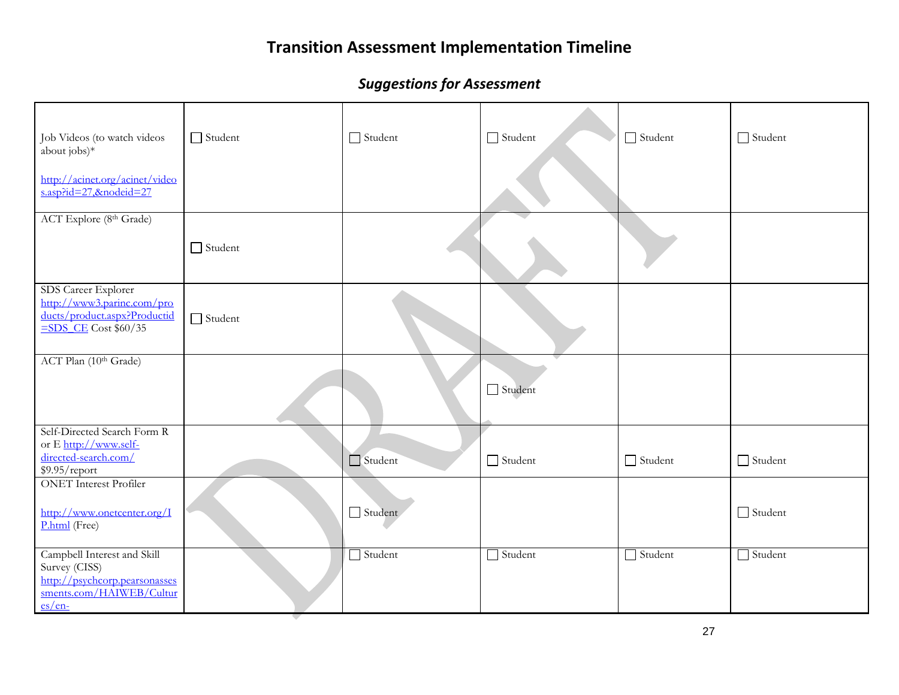# Transition Assessment Implementation Timeline

## *Suggestions for Assessment*

| | | | | | |
|---|---|---|---|---|---|
| Job Videos (to watch videos about jobs)* http://acinet.org/acinet/videos.asp?id=27,&nodeid=27 | ☐ Student | ☐ Student | ☐ Student | ☐ Student | ☐ Student |
| ACT Explore (8th Grade) | ☐ Student | | | | |
| SDS Career Explorer http://www3.parinc.com/products/product.aspx?Productid=SDS_CE Cost $60/35 | ☐ Student | | | | |
| ACT Plan (10th Grade) | | | ☐ Student | | |
| Self-Directed Search Form R or E http://www.self-directed-search.com/ $9.95/report | | ☐ Student | ☐ Student | ☐ Student | ☐ Student |
| ONET Interest Profiler http://www.onetcenter.org/IP.html (Free) | | ☐ Student | | | ☐ Student |
| Campbell Interest and Skill Survey (CISS) http://psychcorp.pearsonassessments.com/HAIWEB/Cultures/en- | | ☐ Student | ☐ Student | ☐ Student | ☐ Student |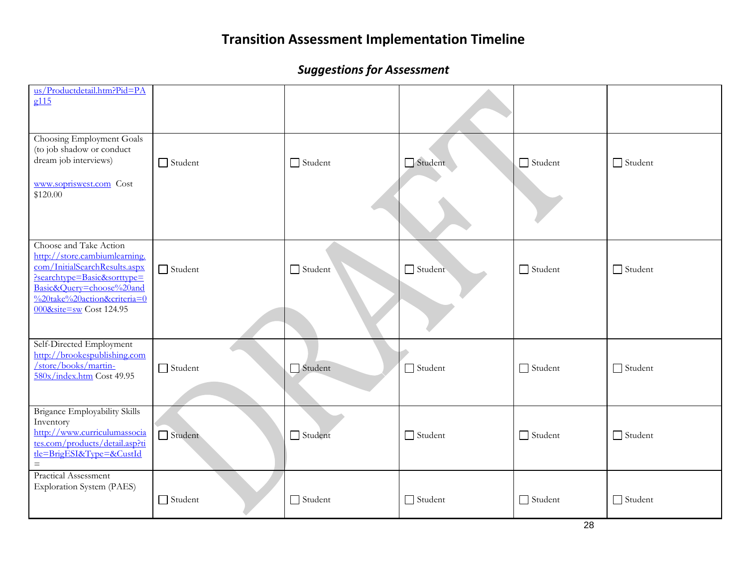# Transition Assessment Implementation Timeline

## *Suggestions for Assessment*

| | | | | | |
|---|---|---|---|---|---|
| us/Productdetail.htm?Pid=PAg115 | | | | | |
| Choosing Employment Goals (to job shadow or conduct dream job interviews)<br><br>www.sopriswest.com Cost $120.00 | ☐ Student | ☐ Student | ☐ Student | ☐ Student | ☐ Student |
| Choose and Take Action http://store.cambiumlearning.com/InitialSearchResults.aspx?searchtype=Basic&sorttype=Basic&Query=choose%20and%20take%20action&criteria=0000&site=sw Cost 124.95 | ☐ Student | ☐ Student | ☐ Student | ☐ Student | ☐ Student |
| Self-Directed Employment http://brookespublishing.com/store/books/martin-580x/index.htm Cost 49.95 | ☐ Student | ☐ Student | ☐ Student | ☐ Student | ☐ Student |
| Brigance Employability Skills Inventory http://www.curriculumassociates.com/products/detail.asp?title=BrigESI&Type=&CustId= | ☐ Student | ☐ Student | ☐ Student | ☐ Student | ☐ Student |
| Practical Assessment Exploration System (PAES) | ☐ Student | ☐ Student | ☐ Student | ☐ Student | ☐ Student |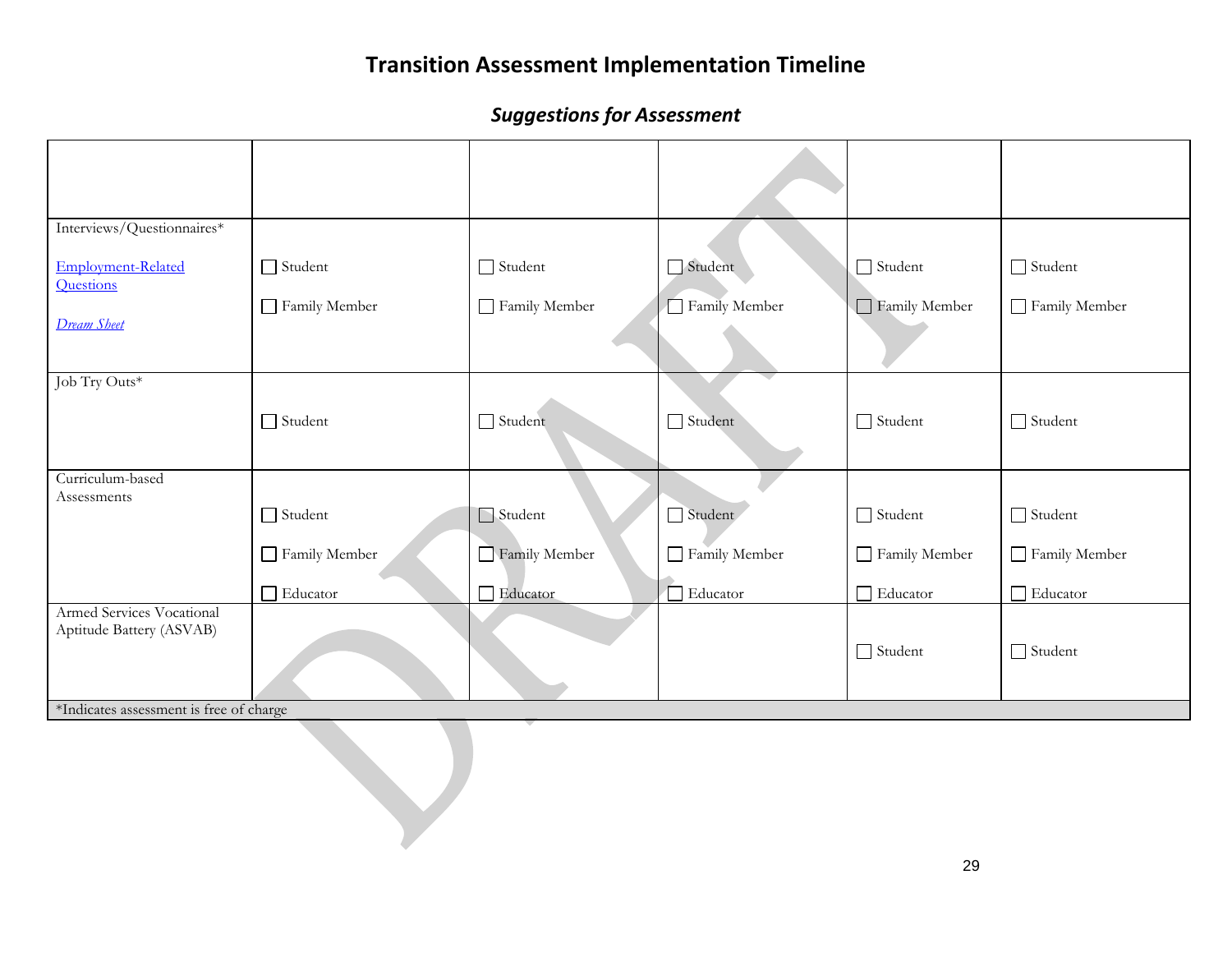# Transition Assessment Implementation Timeline

## *Suggestions for Assessment*

| | | | | | |
|---|---|---|---|---|---|
| Interviews/Questionnaires*<br><br>Employment-Related Questions<br><br>*Dream Sheet* | ☐ Student<br><br>☐ Family Member | ☐ Student<br><br>☐ Family Member | ☐ Student<br><br>☐ Family Member | ☐ Student<br><br>☐ Family Member | ☐ Student<br><br>☐ Family Member |
| Job Try Outs* | ☐ Student | ☐ Student | ☐ Student | ☐ Student | ☐ Student |
| Curriculum-based Assessments | ☐ Student<br><br>☐ Family Member<br><br>☐ Educator | ☐ Student<br><br>☐ Family Member<br><br>☐ Educator | ☐ Student<br><br>☐ Family Member<br><br>☐ Educator | ☐ Student<br><br>☐ Family Member<br><br>☐ Educator | ☐ Student<br><br>☐ Family Member<br><br>☐ Educator |
| Armed Services Vocational Aptitude Battery (ASVAB) | | | | ☐ Student | ☐ Student |
| *Indicates assessment is free of charge | | | | | |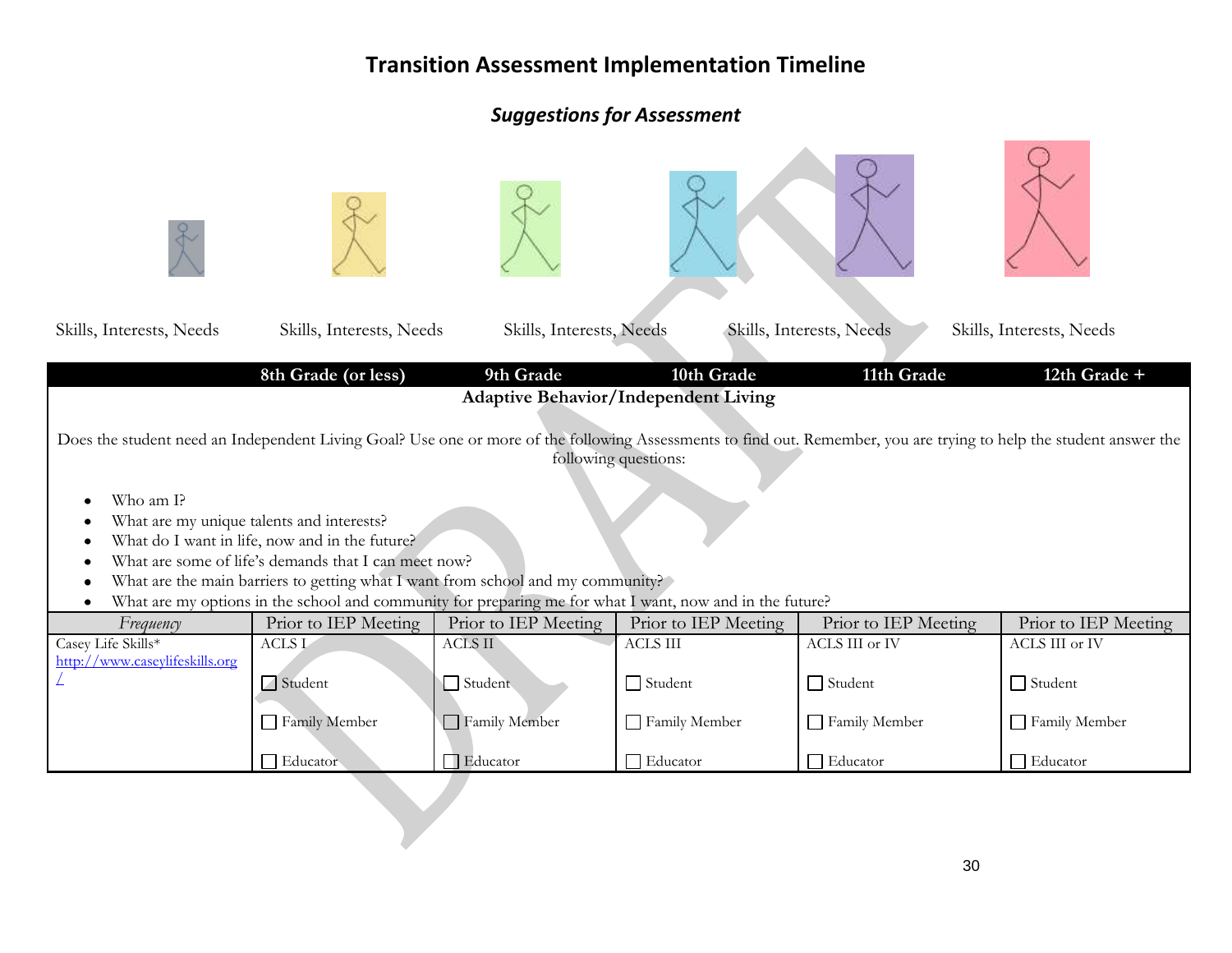# Transition Assessment Implementation Timeline

## *Suggestions for Assessment*

Skills, Interests, Needs    Skills, Interests, Needs    Skills, Interests, Needs    Skills, Interests, Needs    Skills, Interests, Needs

| | 8th Grade (or less) | 9th Grade | 10th Grade | 11th Grade | 12th Grade + |
|---|---|---|---|---|---|
| **Adaptive Behavior/Independent Living** | | | | | |
| *Frequency* | Prior to IEP Meeting | Prior to IEP Meeting | Prior to IEP Meeting | Prior to IEP Meeting | Prior to IEP Meeting |
| Casey Life Skills* [http://www.caseylifeskills.org/](http://www.caseylifeskills.org/) | ACLS I<br>☐ Student<br>☐ Family Member<br>☐ Educator | ACLS II<br>☐ Student<br>☐ Family Member<br>☐ Educator | ACLS III<br>☐ Student<br>☐ Family Member<br>☐ Educator | ACLS III or IV<br>☐ Student<br>☐ Family Member<br>☐ Educator | ACLS III or IV<br>☐ Student<br>☐ Family Member<br>☐ Educator |

Does the student need an Independent Living Goal? Use one or more of the following Assessments to find out. Remember, you are trying to help the student answer the following questions:

- Who am I?
- What are my unique talents and interests?
- What do I want in life, now and in the future?
- What are some of life's demands that I can meet now?
- What are the main barriers to getting what I want from school and my community?
- What are my options in the school and community for preparing me for what I want, now and in the future?

DRAFT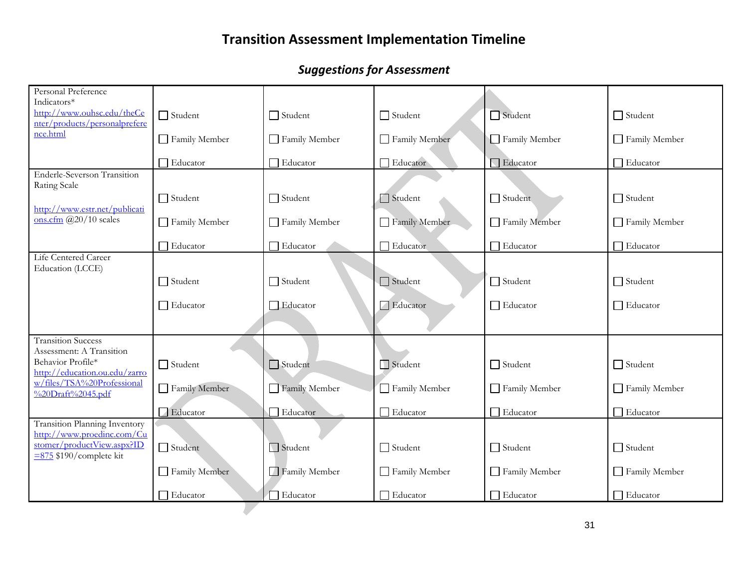# Transition Assessment Implementation Timeline

## *Suggestions for Assessment*

| | | | | | |
|---|---|---|---|---|---|
| Personal Preference Indicators* http://www.ouhsc.edu/theCenter/products/personalpreference.html | ☐ Student<br>☐ Family Member<br>☐ Educator | ☐ Student<br>☐ Family Member<br>☐ Educator | ☐ Student<br>☐ Family Member<br>☐ Educator | ☐ Student<br>☐ Family Member<br>☐ Educator | ☐ Student<br>☐ Family Member<br>☐ Educator |
| Enderle-Severson Transition Rating Scale<br>http://www.estr.net/publications.cfm @20/10 scales | ☐ Student<br>☐ Family Member<br>☐ Educator | ☐ Student<br>☐ Family Member<br>☐ Educator | ☐ Student<br>☐ Family Member<br>☐ Educator | ☐ Student<br>☐ Family Member<br>☐ Educator | ☐ Student<br>☐ Family Member<br>☐ Educator |
| Life Centered Career Education (LCCE) | ☐ Student<br>☐ Educator | ☐ Student<br>☐ Educator | ☐ Student<br>☐ Educator | ☐ Student<br>☐ Educator | ☐ Student<br>☐ Educator |
| Transition Success Assessment: A Transition Behavior Profile* http://education.ou.edu/zarrow/files/TSA%20Professional%20Draft%2045.pdf | ☐ Student<br>☐ Family Member<br>☐ Educator | ☐ Student<br>☐ Family Member<br>☐ Educator | ☐ Student<br>☐ Family Member<br>☐ Educator | ☐ Student<br>☐ Family Member<br>☐ Educator | ☐ Student<br>☐ Family Member<br>☐ Educator |
| Transition Planning Inventory http://www.proedinc.com/Customer/productView.aspx?ID=875 $190/complete kit | ☐ Student<br>☐ Family Member<br>☐ Educator | ☐ Student<br>☐ Family Member<br>☐ Educator | ☐ Student<br>☐ Family Member<br>☐ Educator | ☐ Student<br>☐ Family Member<br>☐ Educator | ☐ Student<br>☐ Family Member<br>☐ Educator |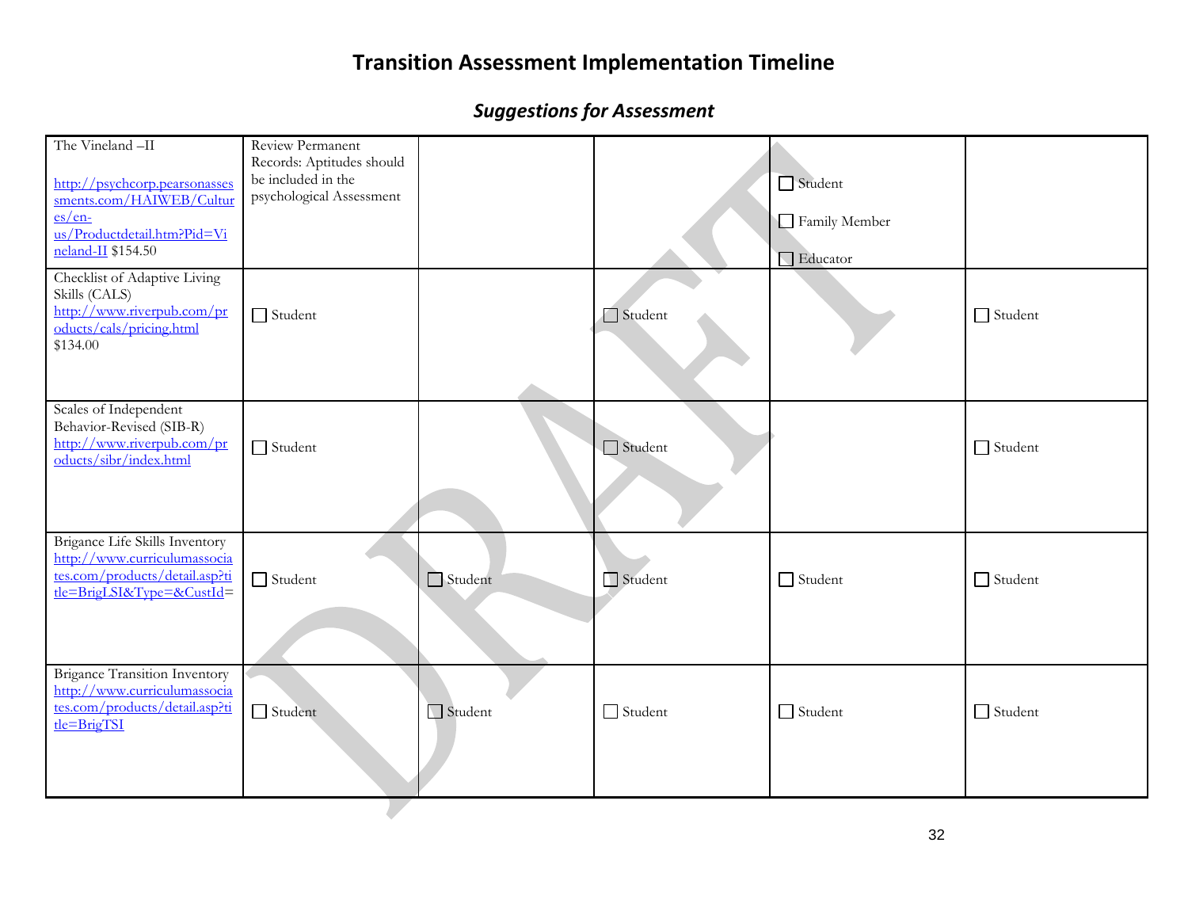# Transition Assessment Implementation Timeline

## *Suggestions for Assessment*

| | | | | | |
|---|---|---|---|---|---|
| The Vineland –II<br><br>http://psychcorp.pearsonassessments.com/HAIWEB/Cultures/en-us/Productdetail.htm?Pid=Vineland-II $154.50 | Review Permanent Records: Aptitudes should be included in the psychological Assessment | | | ☐ Student<br>☐ Family Member<br>☐ Educator | |
| Checklist of Adaptive Living Skills (CALS)<br>http://www.riverpub.com/products/cals/pricing.html<br>$134.00 | ☐ Student | | ☐ Student | | ☐ Student |
| Scales of Independent Behavior-Revised (SIB-R)<br>http://www.riverpub.com/products/sibr/index.html | ☐ Student | | ☐ Student | | ☐ Student |
| Brigance Life Skills Inventory<br>http://www.curriculumassociates.com/products/detail.asp?title=BrigLSI&Type=&CustId= | ☐ Student | ☐ Student | ☐ Student | ☐ Student | ☐ Student |
| Brigance Transition Inventory<br>http://www.curriculumassociates.com/products/detail.asp?title=BrigTSI | ☐ Student | ☐ Student | ☐ Student | ☐ Student | ☐ Student |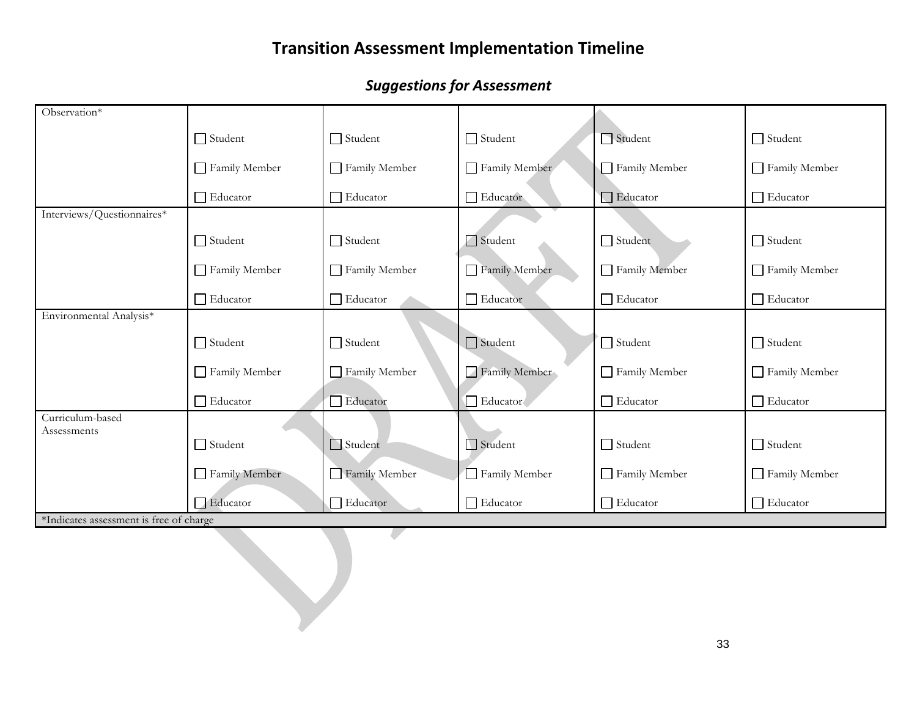# Transition Assessment Implementation Timeline

## *Suggestions for Assessment*

| | | | | | |
|---|---|---|---|---|---|
| Observation* | ☐ Student<br>☐ Family Member<br>☐ Educator | ☐ Student<br>☐ Family Member<br>☐ Educator | ☐ Student<br>☐ Family Member<br>☐ Educator | ☐ Student<br>☐ Family Member<br>☐ Educator | ☐ Student<br>☐ Family Member<br>☐ Educator |
| Interviews/Questionnaires* | ☐ Student<br>☐ Family Member<br>☐ Educator | ☐ Student<br>☐ Family Member<br>☐ Educator | ☐ Student<br>☐ Family Member<br>☐ Educator | ☐ Student<br>☐ Family Member<br>☐ Educator | ☐ Student<br>☐ Family Member<br>☐ Educator |
| Environmental Analysis* | ☐ Student<br>☐ Family Member<br>☐ Educator | ☐ Student<br>☐ Family Member<br>☐ Educator | ☐ Student<br>☐ Family Member<br>☐ Educator | ☐ Student<br>☐ Family Member<br>☐ Educator | ☐ Student<br>☐ Family Member<br>☐ Educator |
| Curriculum-based Assessments | ☐ Student<br>☐ Family Member<br>☐ Educator | ☐ Student<br>☐ Family Member<br>☐ Educator | ☐ Student<br>☐ Family Member<br>☐ Educator | ☐ Student<br>☐ Family Member<br>☐ Educator | ☐ Student<br>☐ Family Member<br>☐ Educator |
| *Indicates assessment is free of charge | | | | | |